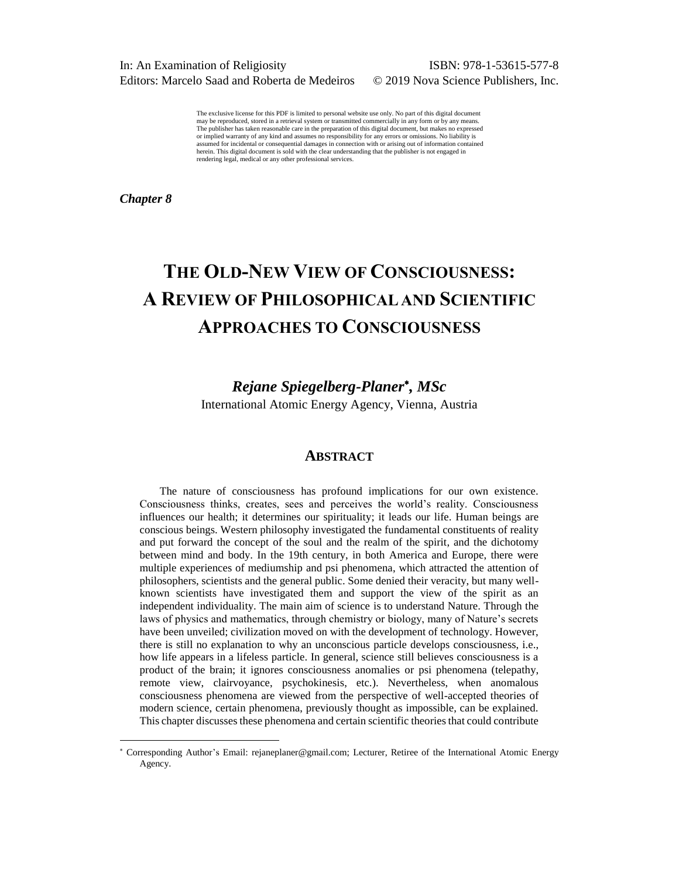In: An Examination of Religiosity
Editors: Marcelo Saad and Roberta de Medeiros

ISBN: 978-1-53615-577-8
© 2019 Nova Science Publishers, Inc.

The exclusive license for this PDF is limited to personal website use only. No part of this digital document may be reproduced, stored in a retrieval system or transmitted commercially in any form or by any means. The publisher has taken reasonable care in the preparation of this digital document, but makes no expressed or implied warranty of any kind and assumes no responsibility for any errors or omissions. No liability is assumed for incidental or consequential damages in connection with or arising out of information contained herein. This digital document is sold with the clear understanding that the publisher is not engaged in rendering legal, medical or any other professional services.

*Chapter 8*

# The Old-New View of Consciousness: A Review of Philosophical and Scientific Approaches to Consciousness

***Rejane Spiegelberg-Planer*\*, MSc***

International Atomic Energy Agency, Vienna, Austria

## Abstract

The nature of consciousness has profound implications for our own existence. Consciousness thinks, creates, sees and perceives the world's reality. Consciousness influences our health; it determines our spirituality; it leads our life. Human beings are conscious beings. Western philosophy investigated the fundamental constituents of reality and put forward the concept of the soul and the realm of the spirit, and the dichotomy between mind and body. In the 19th century, in both America and Europe, there were multiple experiences of mediumship and psi phenomena, which attracted the attention of philosophers, scientists and the general public. Some denied their veracity, but many well-known scientists have investigated them and support the view of the spirit as an independent individuality. The main aim of science is to understand Nature. Through the laws of physics and mathematics, through chemistry or biology, many of Nature's secrets have been unveiled; civilization moved on with the development of technology. However, there is still no explanation to why an unconscious particle develops consciousness, i.e., how life appears in a lifeless particle. In general, science still believes consciousness is a product of the brain; it ignores consciousness anomalies or psi phenomena (telepathy, remote view, clairvoyance, psychokinesis, etc.). Nevertheless, when anomalous consciousness phenomena are viewed from the perspective of well-accepted theories of modern science, certain phenomena, previously thought as impossible, can be explained. This chapter discusses these phenomena and certain scientific theories that could contribute

\* Corresponding Author's Email: rejaneplaner@gmail.com; Lecturer, Retiree of the International Atomic Energy Agency.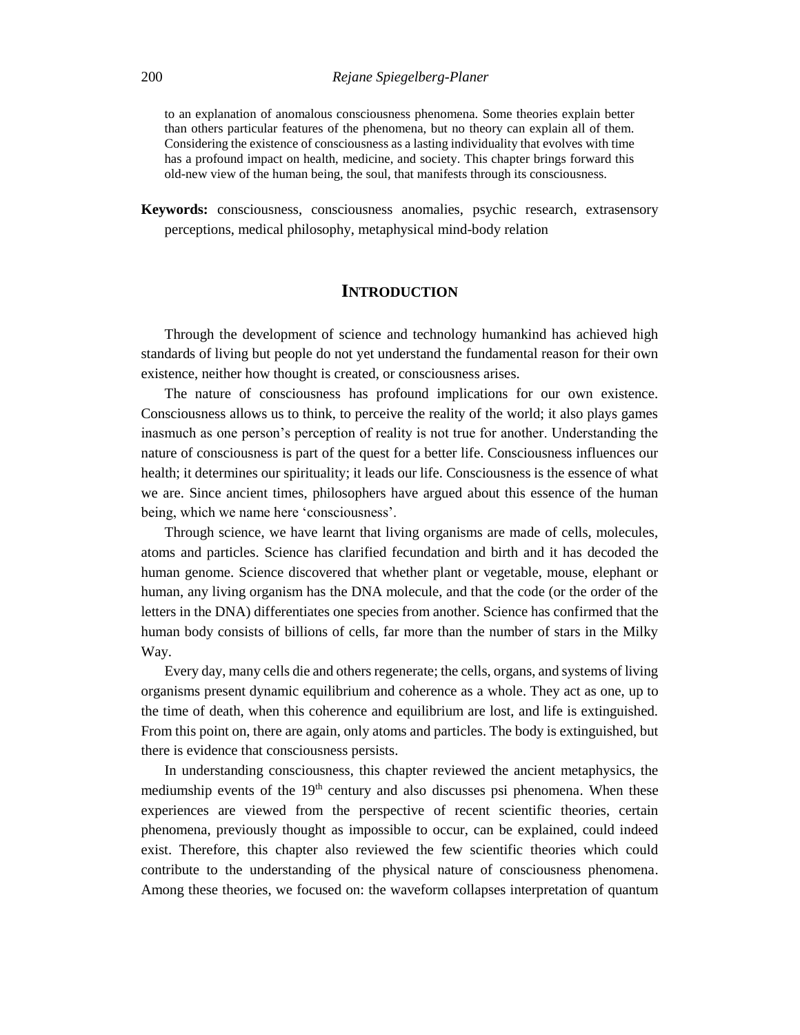to an explanation of anomalous consciousness phenomena. Some theories explain better than others particular features of the phenomena, but no theory can explain all of them. Considering the existence of consciousness as a lasting individuality that evolves with time has a profound impact on health, medicine, and society. This chapter brings forward this old-new view of the human being, the soul, that manifests through its consciousness.

**Keywords:** consciousness, consciousness anomalies, psychic research, extrasensory perceptions, medical philosophy, metaphysical mind-body relation

## INTRODUCTION

Through the development of science and technology humankind has achieved high standards of living but people do not yet understand the fundamental reason for their own existence, neither how thought is created, or consciousness arises.

The nature of consciousness has profound implications for our own existence. Consciousness allows us to think, to perceive the reality of the world; it also plays games inasmuch as one person's perception of reality is not true for another. Understanding the nature of consciousness is part of the quest for a better life. Consciousness influences our health; it determines our spirituality; it leads our life. Consciousness is the essence of what we are. Since ancient times, philosophers have argued about this essence of the human being, which we name here 'consciousness'.

Through science, we have learnt that living organisms are made of cells, molecules, atoms and particles. Science has clarified fecundation and birth and it has decoded the human genome. Science discovered that whether plant or vegetable, mouse, elephant or human, any living organism has the DNA molecule, and that the code (or the order of the letters in the DNA) differentiates one species from another. Science has confirmed that the human body consists of billions of cells, far more than the number of stars in the Milky Way.

Every day, many cells die and others regenerate; the cells, organs, and systems of living organisms present dynamic equilibrium and coherence as a whole. They act as one, up to the time of death, when this coherence and equilibrium are lost, and life is extinguished. From this point on, there are again, only atoms and particles. The body is extinguished, but there is evidence that consciousness persists.

In understanding consciousness, this chapter reviewed the ancient metaphysics, the mediumship events of the 19th century and also discusses psi phenomena. When these experiences are viewed from the perspective of recent scientific theories, certain phenomena, previously thought as impossible to occur, can be explained, could indeed exist. Therefore, this chapter also reviewed the few scientific theories which could contribute to the understanding of the physical nature of consciousness phenomena. Among these theories, we focused on: the waveform collapses interpretation of quantum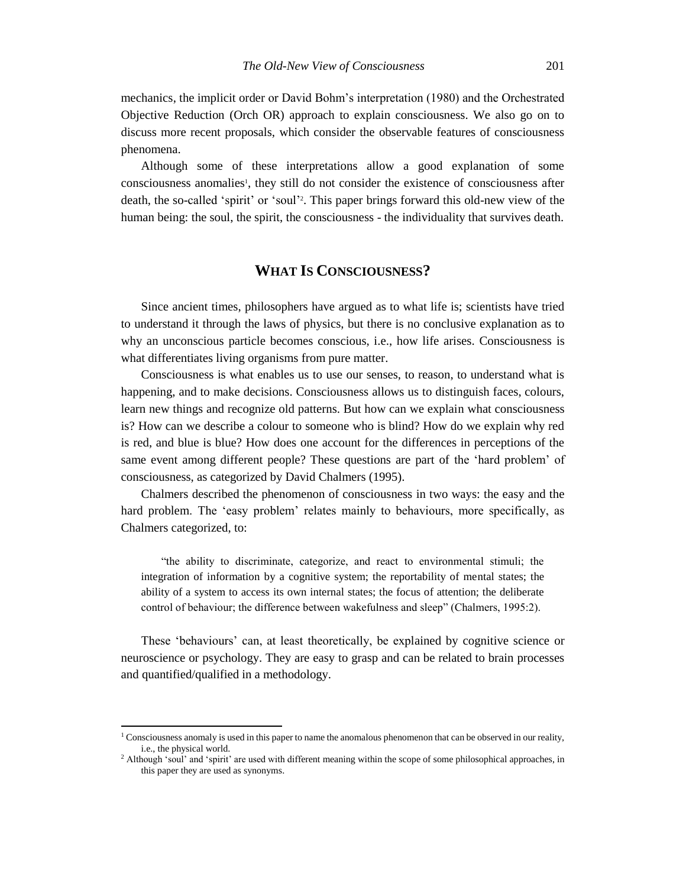mechanics, the implicit order or David Bohm's interpretation (1980) and the Orchestrated Objective Reduction (Orch OR) approach to explain consciousness. We also go on to discuss more recent proposals, which consider the observable features of consciousness phenomena.

Although some of these interpretations allow a good explanation of some consciousness anomalies[1], they still do not consider the existence of consciousness after death, the so-called 'spirit' or 'soul'[2]. This paper brings forward this old-new view of the human being: the soul, the spirit, the consciousness - the individuality that survives death.

## WHAT IS CONSCIOUSNESS?

Since ancient times, philosophers have argued as to what life is; scientists have tried to understand it through the laws of physics, but there is no conclusive explanation as to why an unconscious particle becomes conscious, i.e., how life arises. Consciousness is what differentiates living organisms from pure matter.

Consciousness is what enables us to use our senses, to reason, to understand what is happening, and to make decisions. Consciousness allows us to distinguish faces, colours, learn new things and recognize old patterns. But how can we explain what consciousness is? How can we describe a colour to someone who is blind? How do we explain why red is red, and blue is blue? How does one account for the differences in perceptions of the same event among different people? These questions are part of the 'hard problem' of consciousness, as categorized by David Chalmers (1995).

Chalmers described the phenomenon of consciousness in two ways: the easy and the hard problem. The 'easy problem' relates mainly to behaviours, more specifically, as Chalmers categorized, to:

> "the ability to discriminate, categorize, and react to environmental stimuli; the integration of information by a cognitive system; the reportability of mental states; the ability of a system to access its own internal states; the focus of attention; the deliberate control of behaviour; the difference between wakefulness and sleep" (Chalmers, 1995:2).

These 'behaviours' can, at least theoretically, be explained by cognitive science or neuroscience or psychology. They are easy to grasp and can be related to brain processes and quantified/qualified in a methodology.

---

[1] Consciousness anomaly is used in this paper to name the anomalous phenomenon that can be observed in our reality, i.e., the physical world.

[2] Although 'soul' and 'spirit' are used with different meaning within the scope of some philosophical approaches, in this paper they are used as synonyms.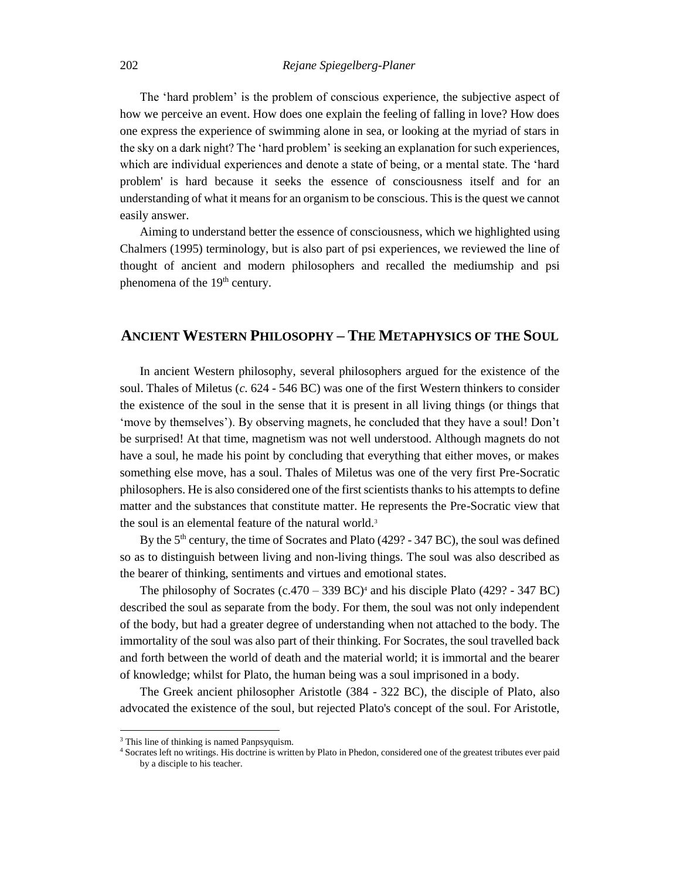The 'hard problem' is the problem of conscious experience, the subjective aspect of how we perceive an event. How does one explain the feeling of falling in love? How does one express the experience of swimming alone in sea, or looking at the myriad of stars in the sky on a dark night? The 'hard problem' is seeking an explanation for such experiences, which are individual experiences and denote a state of being, or a mental state. The 'hard problem' is hard because it seeks the essence of consciousness itself and for an understanding of what it means for an organism to be conscious. This is the quest we cannot easily answer.

Aiming to understand better the essence of consciousness, which we highlighted using Chalmers (1995) terminology, but is also part of psi experiences, we reviewed the line of thought of ancient and modern philosophers and recalled the mediumship and psi phenomena of the 19th century.

## ANCIENT WESTERN PHILOSOPHY – THE METAPHYSICS OF THE SOUL

In ancient Western philosophy, several philosophers argued for the existence of the soul. Thales of Miletus (*c.* 624 - 546 BC) was one of the first Western thinkers to consider the existence of the soul in the sense that it is present in all living things (or things that 'move by themselves'). By observing magnets, he concluded that they have a soul! Don't be surprised! At that time, magnetism was not well understood. Although magnets do not have a soul, he made his point by concluding that everything that either moves, or makes something else move, has a soul. Thales of Miletus was one of the very first Pre-Socratic philosophers. He is also considered one of the first scientists thanks to his attempts to define matter and the substances that constitute matter. He represents the Pre-Socratic view that the soul is an elemental feature of the natural world.[3]

By the 5th century, the time of Socrates and Plato (429? - 347 BC), the soul was defined so as to distinguish between living and non-living things. The soul was also described as the bearer of thinking, sentiments and virtues and emotional states.

The philosophy of Socrates (c.470 – 339 BC)[4] and his disciple Plato (429? - 347 BC) described the soul as separate from the body. For them, the soul was not only independent of the body, but had a greater degree of understanding when not attached to the body. The immortality of the soul was also part of their thinking. For Socrates, the soul travelled back and forth between the world of death and the material world; it is immortal and the bearer of knowledge; whilst for Plato, the human being was a soul imprisoned in a body.

The Greek ancient philosopher Aristotle (384 - 322 BC), the disciple of Plato, also advocated the existence of the soul, but rejected Plato's concept of the soul. For Aristotle,

---

[3] This line of thinking is named Panpsyquism.

[4] Socrates left no writings. His doctrine is written by Plato in Phedon, considered one of the greatest tributes ever paid by a disciple to his teacher.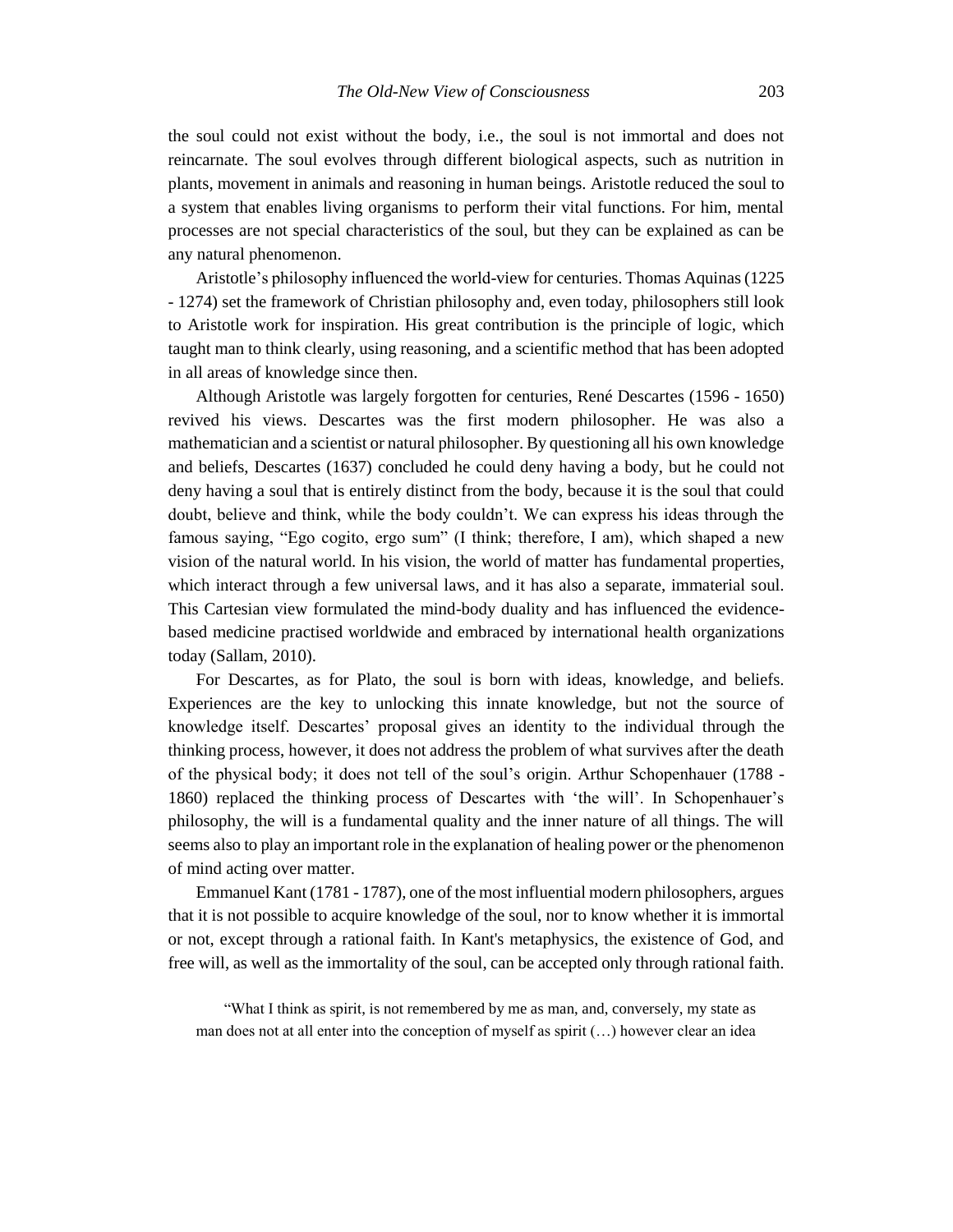the soul could not exist without the body, i.e., the soul is not immortal and does not reincarnate. The soul evolves through different biological aspects, such as nutrition in plants, movement in animals and reasoning in human beings. Aristotle reduced the soul to a system that enables living organisms to perform their vital functions. For him, mental processes are not special characteristics of the soul, but they can be explained as can be any natural phenomenon.

Aristotle's philosophy influenced the world-view for centuries. Thomas Aquinas (1225 - 1274) set the framework of Christian philosophy and, even today, philosophers still look to Aristotle work for inspiration. His great contribution is the principle of logic, which taught man to think clearly, using reasoning, and a scientific method that has been adopted in all areas of knowledge since then.

Although Aristotle was largely forgotten for centuries, René Descartes (1596 - 1650) revived his views. Descartes was the first modern philosopher. He was also a mathematician and a scientist or natural philosopher. By questioning all his own knowledge and beliefs, Descartes (1637) concluded he could deny having a body, but he could not deny having a soul that is entirely distinct from the body, because it is the soul that could doubt, believe and think, while the body couldn't. We can express his ideas through the famous saying, "Ego cogito, ergo sum" (I think; therefore, I am), which shaped a new vision of the natural world. In his vision, the world of matter has fundamental properties, which interact through a few universal laws, and it has also a separate, immaterial soul. This Cartesian view formulated the mind-body duality and has influenced the evidence-based medicine practised worldwide and embraced by international health organizations today (Sallam, 2010).

For Descartes, as for Plato, the soul is born with ideas, knowledge, and beliefs. Experiences are the key to unlocking this innate knowledge, but not the source of knowledge itself. Descartes' proposal gives an identity to the individual through the thinking process, however, it does not address the problem of what survives after the death of the physical body; it does not tell of the soul's origin. Arthur Schopenhauer (1788 - 1860) replaced the thinking process of Descartes with 'the will'. In Schopenhauer's philosophy, the will is a fundamental quality and the inner nature of all things. The will seems also to play an important role in the explanation of healing power or the phenomenon of mind acting over matter.

Emmanuel Kant (1781 - 1787), one of the most influential modern philosophers, argues that it is not possible to acquire knowledge of the soul, nor to know whether it is immortal or not, except through a rational faith. In Kant's metaphysics, the existence of God, and free will, as well as the immortality of the soul, can be accepted only through rational faith.

> "What I think as spirit, is not remembered by me as man, and, conversely, my state as man does not at all enter into the conception of myself as spirit (…) however clear an idea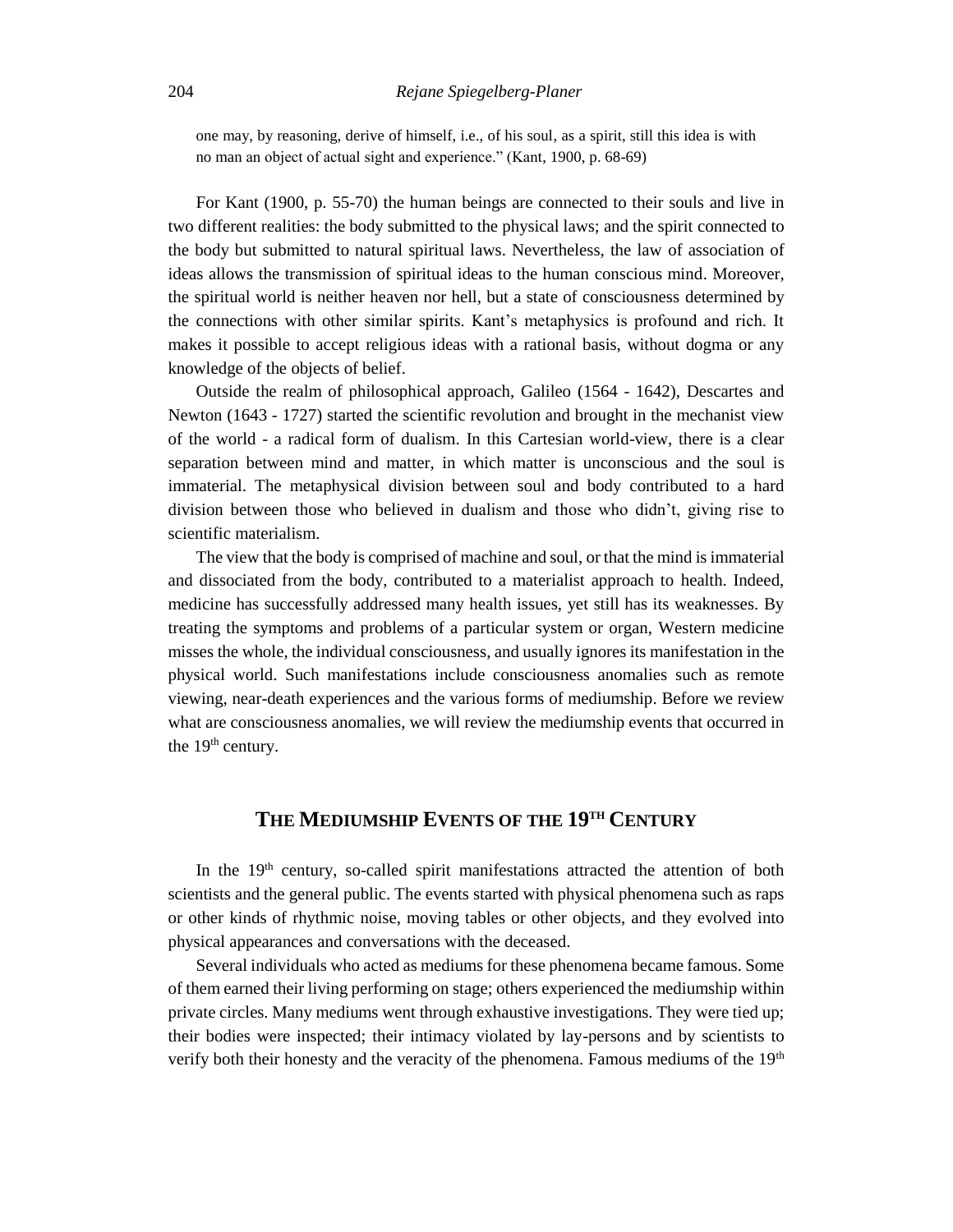one may, by reasoning, derive of himself, i.e., of his soul, as a spirit, still this idea is with no man an object of actual sight and experience." (Kant, 1900, p. 68-69)

For Kant (1900, p. 55-70) the human beings are connected to their souls and live in two different realities: the body submitted to the physical laws; and the spirit connected to the body but submitted to natural spiritual laws. Nevertheless, the law of association of ideas allows the transmission of spiritual ideas to the human conscious mind. Moreover, the spiritual world is neither heaven nor hell, but a state of consciousness determined by the connections with other similar spirits. Kant's metaphysics is profound and rich. It makes it possible to accept religious ideas with a rational basis, without dogma or any knowledge of the objects of belief.

Outside the realm of philosophical approach, Galileo (1564 - 1642), Descartes and Newton (1643 - 1727) started the scientific revolution and brought in the mechanist view of the world - a radical form of dualism. In this Cartesian world-view, there is a clear separation between mind and matter, in which matter is unconscious and the soul is immaterial. The metaphysical division between soul and body contributed to a hard division between those who believed in dualism and those who didn't, giving rise to scientific materialism.

The view that the body is comprised of machine and soul, or that the mind is immaterial and dissociated from the body, contributed to a materialist approach to health. Indeed, medicine has successfully addressed many health issues, yet still has its weaknesses. By treating the symptoms and problems of a particular system or organ, Western medicine misses the whole, the individual consciousness, and usually ignores its manifestation in the physical world. Such manifestations include consciousness anomalies such as remote viewing, near-death experiences and the various forms of mediumship. Before we review what are consciousness anomalies, we will review the mediumship events that occurred in the 19th century.

## The Mediumship Events of the 19th Century

In the 19th century, so-called spirit manifestations attracted the attention of both scientists and the general public. The events started with physical phenomena such as raps or other kinds of rhythmic noise, moving tables or other objects, and they evolved into physical appearances and conversations with the deceased.

Several individuals who acted as mediums for these phenomena became famous. Some of them earned their living performing on stage; others experienced the mediumship within private circles. Many mediums went through exhaustive investigations. They were tied up; their bodies were inspected; their intimacy violated by lay-persons and by scientists to verify both their honesty and the veracity of the phenomena. Famous mediums of the 19th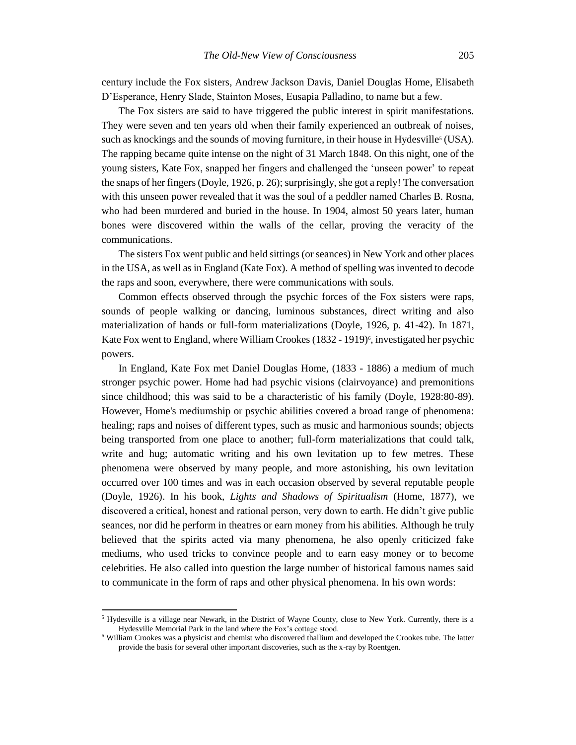century include the Fox sisters, Andrew Jackson Davis, Daniel Douglas Home, Elisabeth D'Esperance, Henry Slade, Stainton Moses, Eusapia Palladino, to name but a few.

The Fox sisters are said to have triggered the public interest in spirit manifestations. They were seven and ten years old when their family experienced an outbreak of noises, such as knockings and the sounds of moving furniture, in their house in Hydesville[5] (USA). The rapping became quite intense on the night of 31 March 1848. On this night, one of the young sisters, Kate Fox, snapped her fingers and challenged the 'unseen power' to repeat the snaps of her fingers (Doyle, 1926, p. 26); surprisingly, she got a reply! The conversation with this unseen power revealed that it was the soul of a peddler named Charles B. Rosna, who had been murdered and buried in the house. In 1904, almost 50 years later, human bones were discovered within the walls of the cellar, proving the veracity of the communications.

The sisters Fox went public and held sittings (or seances) in New York and other places in the USA, as well as in England (Kate Fox). A method of spelling was invented to decode the raps and soon, everywhere, there were communications with souls.

Common effects observed through the psychic forces of the Fox sisters were raps, sounds of people walking or dancing, luminous substances, direct writing and also materialization of hands or full-form materializations (Doyle, 1926, p. 41-42). In 1871, Kate Fox went to England, where William Crookes (1832 - 1919)[6], investigated her psychic powers.

In England, Kate Fox met Daniel Douglas Home, (1833 - 1886) a medium of much stronger psychic power. Home had had psychic visions (clairvoyance) and premonitions since childhood; this was said to be a characteristic of his family (Doyle, 1928:80-89). However, Home's mediumship or psychic abilities covered a broad range of phenomena: healing; raps and noises of different types, such as music and harmonious sounds; objects being transported from one place to another; full-form materializations that could talk, write and hug; automatic writing and his own levitation up to few metres. These phenomena were observed by many people, and more astonishing, his own levitation occurred over 100 times and was in each occasion observed by several reputable people (Doyle, 1926). In his book, *Lights and Shadows of Spiritualism* (Home, 1877), we discovered a critical, honest and rational person, very down to earth. He didn't give public seances, nor did he perform in theatres or earn money from his abilities. Although he truly believed that the spirits acted via many phenomena, he also openly criticized fake mediums, who used tricks to convince people and to earn easy money or to become celebrities. He also called into question the large number of historical famous names said to communicate in the form of raps and other physical phenomena. In his own words:

---

[5] Hydesville is a village near Newark, in the District of Wayne County, close to New York. Currently, there is a Hydesville Memorial Park in the land where the Fox's cottage stood.

[6] William Crookes was a physicist and chemist who discovered thallium and developed the Crookes tube. The latter provide the basis for several other important discoveries, such as the x-ray by Roentgen.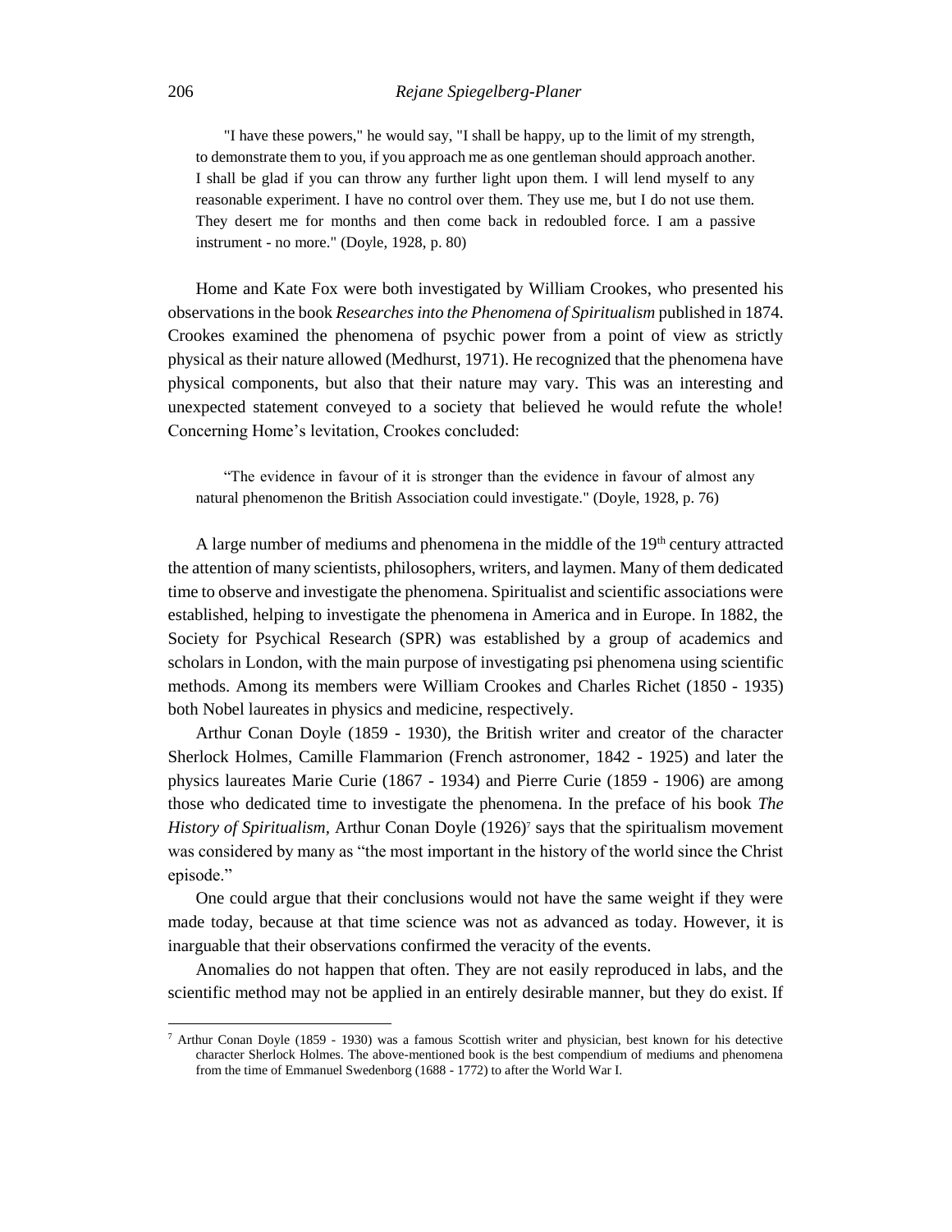> "I have these powers," he would say, "I shall be happy, up to the limit of my strength, to demonstrate them to you, if you approach me as one gentleman should approach another. I shall be glad if you can throw any further light upon them. I will lend myself to any reasonable experiment. I have no control over them. They use me, but I do not use them. They desert me for months and then come back in redoubled force. I am a passive instrument - no more." (Doyle, 1928, p. 80)

Home and Kate Fox were both investigated by William Crookes, who presented his observations in the book *Researches into the Phenomena of Spiritualism* published in 1874. Crookes examined the phenomena of psychic power from a point of view as strictly physical as their nature allowed (Medhurst, 1971). He recognized that the phenomena have physical components, but also that their nature may vary. This was an interesting and unexpected statement conveyed to a society that believed he would refute the whole! Concerning Home's levitation, Crookes concluded:

> "The evidence in favour of it is stronger than the evidence in favour of almost any natural phenomenon the British Association could investigate." (Doyle, 1928, p. 76)

A large number of mediums and phenomena in the middle of the 19th century attracted the attention of many scientists, philosophers, writers, and laymen. Many of them dedicated time to observe and investigate the phenomena. Spiritualist and scientific associations were established, helping to investigate the phenomena in America and in Europe. In 1882, the Society for Psychical Research (SPR) was established by a group of academics and scholars in London, with the main purpose of investigating psi phenomena using scientific methods. Among its members were William Crookes and Charles Richet (1850 - 1935) both Nobel laureates in physics and medicine, respectively.

Arthur Conan Doyle (1859 - 1930), the British writer and creator of the character Sherlock Holmes, Camille Flammarion (French astronomer, 1842 - 1925) and later the physics laureates Marie Curie (1867 - 1934) and Pierre Curie (1859 - 1906) are among those who dedicated time to investigate the phenomena. In the preface of his book *The History of Spiritualism,* Arthur Conan Doyle (1926)[7] says that the spiritualism movement was considered by many as "the most important in the history of the world since the Christ episode."

One could argue that their conclusions would not have the same weight if they were made today, because at that time science was not as advanced as today. However, it is inarguable that their observations confirmed the veracity of the events.

Anomalies do not happen that often. They are not easily reproduced in labs, and the scientific method may not be applied in an entirely desirable manner, but they do exist. If

---

[7] Arthur Conan Doyle (1859 - 1930) was a famous Scottish writer and physician, best known for his detective character Sherlock Holmes. The above-mentioned book is the best compendium of mediums and phenomena from the time of Emmanuel Swedenborg (1688 - 1772) to after the World War I.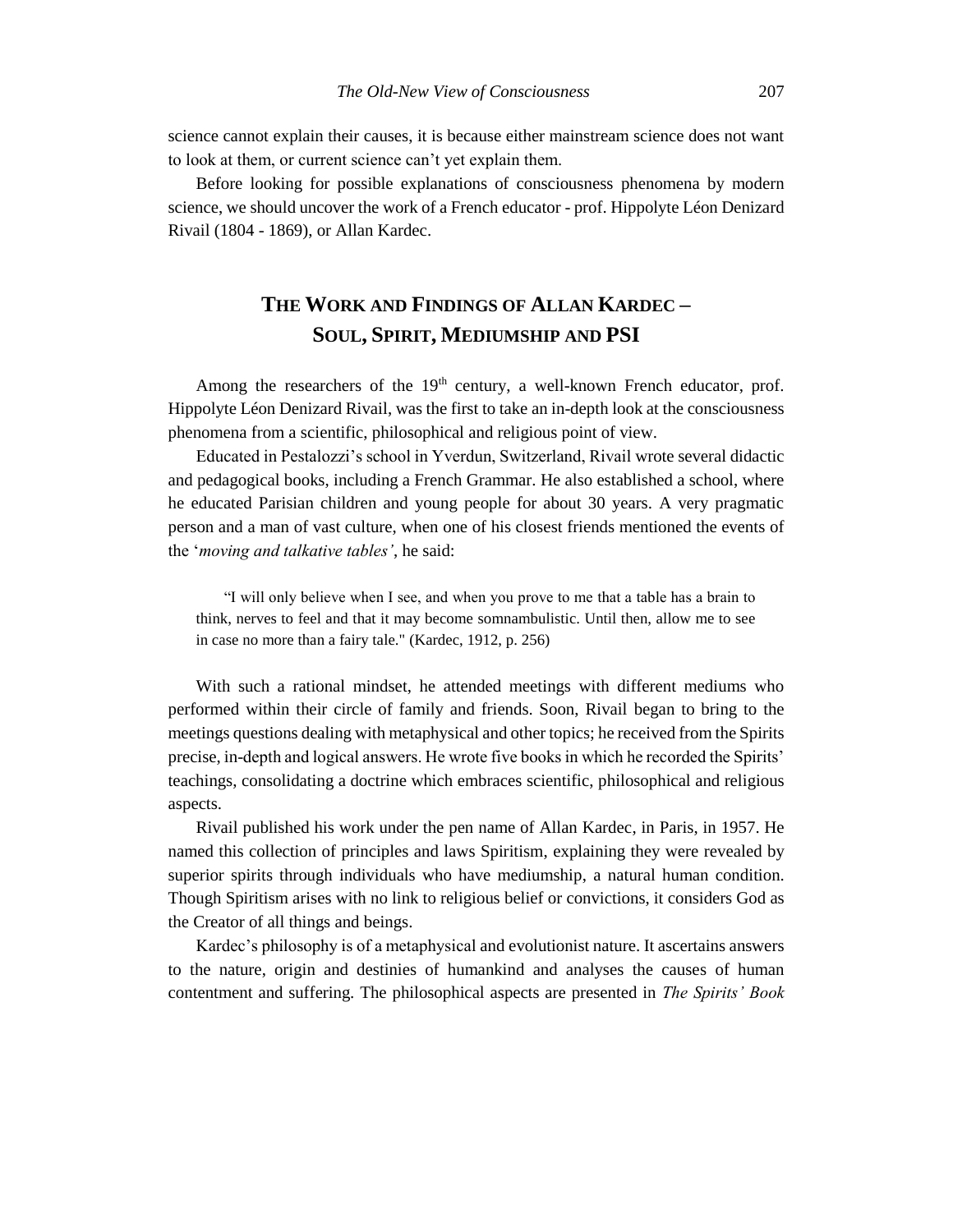science cannot explain their causes, it is because either mainstream science does not want to look at them, or current science can't yet explain them.

Before looking for possible explanations of consciousness phenomena by modern science, we should uncover the work of a French educator - prof. Hippolyte Léon Denizard Rivail (1804 - 1869), or Allan Kardec.

## THE WORK AND FINDINGS OF ALLAN KARDEC – SOUL, SPIRIT, MEDIUMSHIP AND PSI

Among the researchers of the 19th century, a well-known French educator, prof. Hippolyte Léon Denizard Rivail, was the first to take an in-depth look at the consciousness phenomena from a scientific, philosophical and religious point of view.

Educated in Pestalozzi's school in Yverdun, Switzerland, Rivail wrote several didactic and pedagogical books, including a French Grammar. He also established a school, where he educated Parisian children and young people for about 30 years. A very pragmatic person and a man of vast culture, when one of his closest friends mentioned the events of the '*moving and talkative tables'*, he said:

> "I will only believe when I see, and when you prove to me that a table has a brain to think, nerves to feel and that it may become somnambulistic. Until then, allow me to see in case no more than a fairy tale." (Kardec, 1912, p. 256)

With such a rational mindset, he attended meetings with different mediums who performed within their circle of family and friends. Soon, Rivail began to bring to the meetings questions dealing with metaphysical and other topics; he received from the Spirits precise, in-depth and logical answers. He wrote five books in which he recorded the Spirits' teachings, consolidating a doctrine which embraces scientific, philosophical and religious aspects.

Rivail published his work under the pen name of Allan Kardec, in Paris, in 1957. He named this collection of principles and laws Spiritism, explaining they were revealed by superior spirits through individuals who have mediumship, a natural human condition. Though Spiritism arises with no link to religious belief or convictions, it considers God as the Creator of all things and beings.

Kardec's philosophy is of a metaphysical and evolutionist nature. It ascertains answers to the nature, origin and destinies of humankind and analyses the causes of human contentment and suffering. The philosophical aspects are presented in *The Spirits' Book*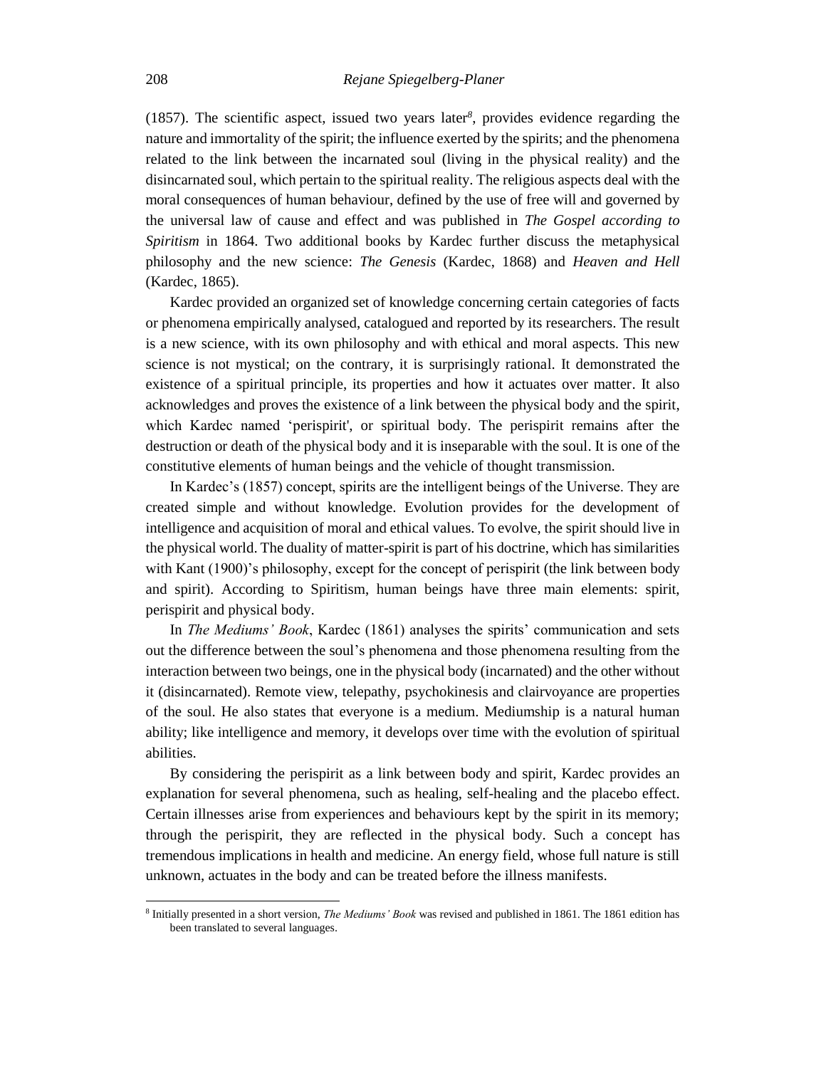(1857). The scientific aspect, issued two years later[8], provides evidence regarding the nature and immortality of the spirit; the influence exerted by the spirits; and the phenomena related to the link between the incarnated soul (living in the physical reality) and the disincarnated soul, which pertain to the spiritual reality. The religious aspects deal with the moral consequences of human behaviour, defined by the use of free will and governed by the universal law of cause and effect and was published in *The Gospel according to Spiritism* in 1864. Two additional books by Kardec further discuss the metaphysical philosophy and the new science: *The Genesis* (Kardec, 1868) and *Heaven and Hell* (Kardec, 1865).

Kardec provided an organized set of knowledge concerning certain categories of facts or phenomena empirically analysed, catalogued and reported by its researchers. The result is a new science, with its own philosophy and with ethical and moral aspects. This new science is not mystical; on the contrary, it is surprisingly rational. It demonstrated the existence of a spiritual principle, its properties and how it actuates over matter. It also acknowledges and proves the existence of a link between the physical body and the spirit, which Kardec named 'perispirit', or spiritual body. The perispirit remains after the destruction or death of the physical body and it is inseparable with the soul. It is one of the constitutive elements of human beings and the vehicle of thought transmission.

In Kardec's (1857) concept, spirits are the intelligent beings of the Universe. They are created simple and without knowledge. Evolution provides for the development of intelligence and acquisition of moral and ethical values. To evolve, the spirit should live in the physical world. The duality of matter-spirit is part of his doctrine, which has similarities with Kant (1900)'s philosophy, except for the concept of perispirit (the link between body and spirit). According to Spiritism, human beings have three main elements: spirit, perispirit and physical body.

In *The Mediums' Book*, Kardec (1861) analyses the spirits' communication and sets out the difference between the soul's phenomena and those phenomena resulting from the interaction between two beings, one in the physical body (incarnated) and the other without it (disincarnated). Remote view, telepathy, psychokinesis and clairvoyance are properties of the soul. He also states that everyone is a medium. Mediumship is a natural human ability; like intelligence and memory, it develops over time with the evolution of spiritual abilities.

By considering the perispirit as a link between body and spirit, Kardec provides an explanation for several phenomena, such as healing, self-healing and the placebo effect. Certain illnesses arise from experiences and behaviours kept by the spirit in its memory; through the perispirit, they are reflected in the physical body. Such a concept has tremendous implications in health and medicine. An energy field, whose full nature is still unknown, actuates in the body and can be treated before the illness manifests.

[8] Initially presented in a short version, *The Mediums' Book* was revised and published in 1861. The 1861 edition has been translated to several languages.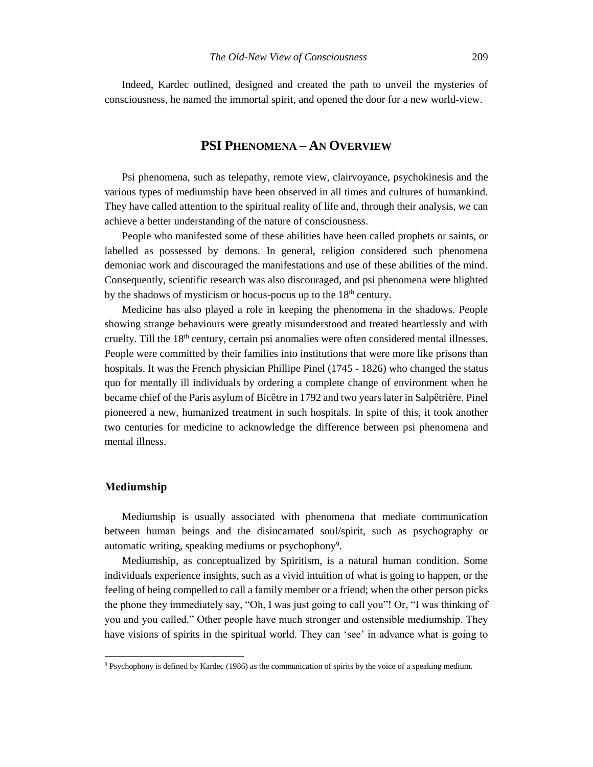Indeed, Kardec outlined, designed and created the path to unveil the mysteries of consciousness, he named the immortal spirit, and opened the door for a new world-view.

## PSI PHENOMENA – AN OVERVIEW

Psi phenomena, such as telepathy, remote view, clairvoyance, psychokinesis and the various types of mediumship have been observed in all times and cultures of humankind. They have called attention to the spiritual reality of life and, through their analysis, we can achieve a better understanding of the nature of consciousness.

People who manifested some of these abilities have been called prophets or saints, or labelled as possessed by demons. In general, religion considered such phenomena demoniac work and discouraged the manifestations and use of these abilities of the mind. Consequently, scientific research was also discouraged, and psi phenomena were blighted by the shadows of mysticism or hocus-pocus up to the 18th century.

Medicine has also played a role in keeping the phenomena in the shadows. People showing strange behaviours were greatly misunderstood and treated heartlessly and with cruelty. Till the 18th century, certain psi anomalies were often considered mental illnesses. People were committed by their families into institutions that were more like prisons than hospitals. It was the French physician Phillipe Pinel (1745 - 1826) who changed the status quo for mentally ill individuals by ordering a complete change of environment when he became chief of the Paris asylum of Bicêtre in 1792 and two years later in Salpêtrière. Pinel pioneered a new, humanized treatment in such hospitals. In spite of this, it took another two centuries for medicine to acknowledge the difference between psi phenomena and mental illness.

### Mediumship

Mediumship is usually associated with phenomena that mediate communication between human beings and the disincarnated soul/spirit, such as psychography or automatic writing, speaking mediums or psychophony[9].

Mediumship, as conceptualized by Spiritism, is a natural human condition. Some individuals experience insights, such as a vivid intuition of what is going to happen, or the feeling of being compelled to call a family member or a friend; when the other person picks the phone they immediately say, "Oh, I was just going to call you"! Or, "I was thinking of you and you called." Other people have much stronger and ostensible mediumship. They have visions of spirits in the spiritual world. They can 'see' in advance what is going to

[9] Psychophony is defined by Kardec (1986) as the communication of spirits by the voice of a speaking medium.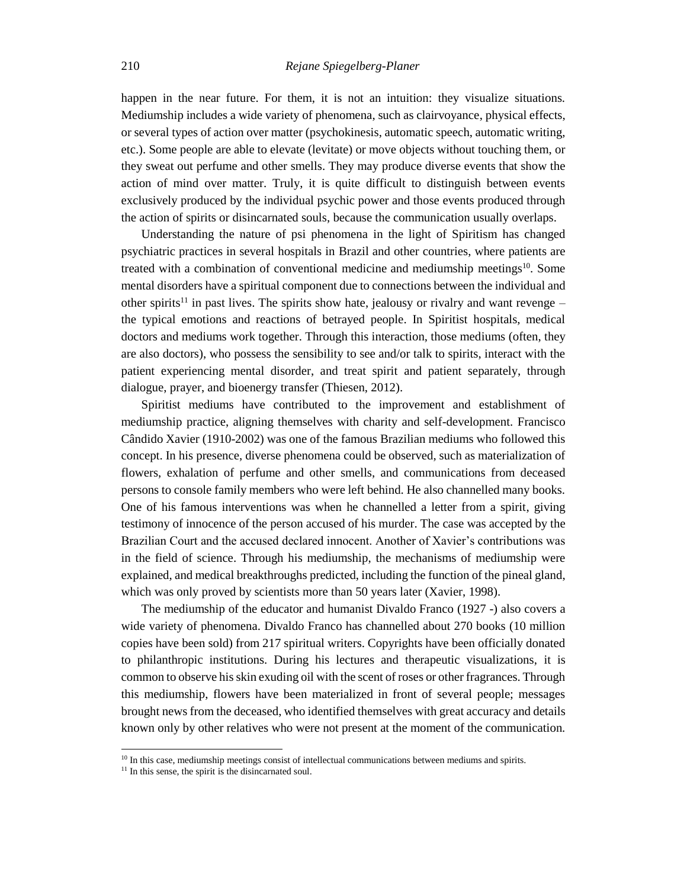happen in the near future. For them, it is not an intuition: they visualize situations. Mediumship includes a wide variety of phenomena, such as clairvoyance, physical effects, or several types of action over matter (psychokinesis, automatic speech, automatic writing, etc.). Some people are able to elevate (levitate) or move objects without touching them, or they sweat out perfume and other smells. They may produce diverse events that show the action of mind over matter. Truly, it is quite difficult to distinguish between events exclusively produced by the individual psychic power and those events produced through the action of spirits or disincarnated souls, because the communication usually overlaps.

Understanding the nature of psi phenomena in the light of Spiritism has changed psychiatric practices in several hospitals in Brazil and other countries, where patients are treated with a combination of conventional medicine and mediumship meetings[10]. Some mental disorders have a spiritual component due to connections between the individual and other spirits[11] in past lives. The spirits show hate, jealousy or rivalry and want revenge – the typical emotions and reactions of betrayed people. In Spiritist hospitals, medical doctors and mediums work together. Through this interaction, those mediums (often, they are also doctors), who possess the sensibility to see and/or talk to spirits, interact with the patient experiencing mental disorder, and treat spirit and patient separately, through dialogue, prayer, and bioenergy transfer (Thiesen, 2012).

Spiritist mediums have contributed to the improvement and establishment of mediumship practice, aligning themselves with charity and self-development. Francisco Cândido Xavier (1910-2002) was one of the famous Brazilian mediums who followed this concept. In his presence, diverse phenomena could be observed, such as materialization of flowers, exhalation of perfume and other smells, and communications from deceased persons to console family members who were left behind. He also channelled many books. One of his famous interventions was when he channelled a letter from a spirit, giving testimony of innocence of the person accused of his murder. The case was accepted by the Brazilian Court and the accused declared innocent. Another of Xavier's contributions was in the field of science. Through his mediumship, the mechanisms of mediumship were explained, and medical breakthroughs predicted, including the function of the pineal gland, which was only proved by scientists more than 50 years later (Xavier, 1998).

The mediumship of the educator and humanist Divaldo Franco (1927 -) also covers a wide variety of phenomena. Divaldo Franco has channelled about 270 books (10 million copies have been sold) from 217 spiritual writers. Copyrights have been officially donated to philanthropic institutions. During his lectures and therapeutic visualizations, it is common to observe his skin exuding oil with the scent of roses or other fragrances. Through this mediumship, flowers have been materialized in front of several people; messages brought news from the deceased, who identified themselves with great accuracy and details known only by other relatives who were not present at the moment of the communication.

[10] In this case, mediumship meetings consist of intellectual communications between mediums and spirits.

[11] In this sense, the spirit is the disincarnated soul.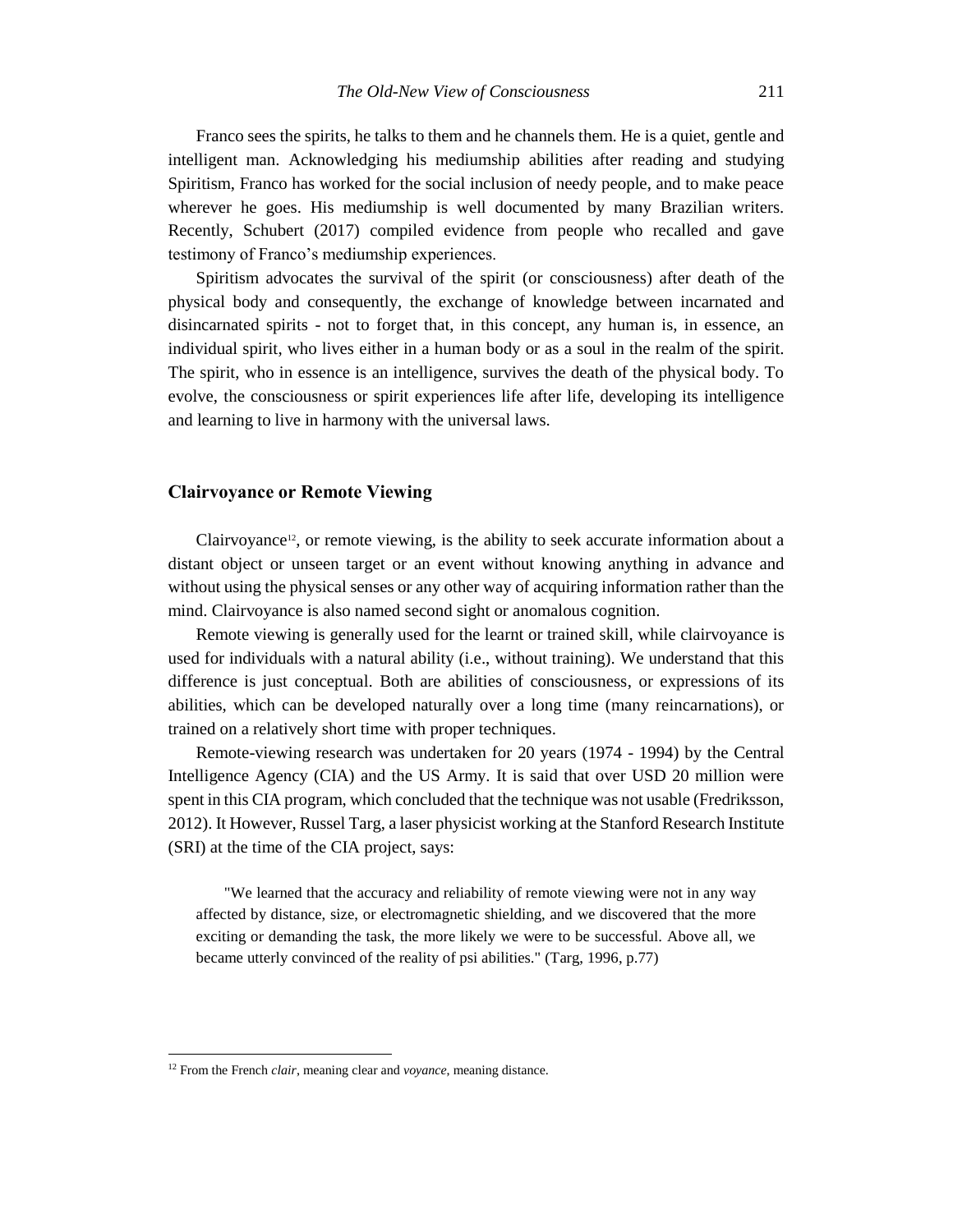Franco sees the spirits, he talks to them and he channels them. He is a quiet, gentle and intelligent man. Acknowledging his mediumship abilities after reading and studying Spiritism, Franco has worked for the social inclusion of needy people, and to make peace wherever he goes. His mediumship is well documented by many Brazilian writers. Recently, Schubert (2017) compiled evidence from people who recalled and gave testimony of Franco's mediumship experiences.

Spiritism advocates the survival of the spirit (or consciousness) after death of the physical body and consequently, the exchange of knowledge between incarnated and disincarnated spirits - not to forget that, in this concept, any human is, in essence, an individual spirit, who lives either in a human body or as a soul in the realm of the spirit. The spirit, who in essence is an intelligence, survives the death of the physical body. To evolve, the consciousness or spirit experiences life after life, developing its intelligence and learning to live in harmony with the universal laws.

## Clairvoyance or Remote Viewing

Clairvoyance[12], or remote viewing, is the ability to seek accurate information about a distant object or unseen target or an event without knowing anything in advance and without using the physical senses or any other way of acquiring information rather than the mind. Clairvoyance is also named second sight or anomalous cognition.

Remote viewing is generally used for the learnt or trained skill, while clairvoyance is used for individuals with a natural ability (i.e., without training). We understand that this difference is just conceptual. Both are abilities of consciousness, or expressions of its abilities, which can be developed naturally over a long time (many reincarnations), or trained on a relatively short time with proper techniques.

Remote-viewing research was undertaken for 20 years (1974 - 1994) by the Central Intelligence Agency (CIA) and the US Army. It is said that over USD 20 million were spent in this CIA program, which concluded that the technique was not usable (Fredriksson, 2012). It However, Russel Targ, a laser physicist working at the Stanford Research Institute (SRI) at the time of the CIA project, says:

> "We learned that the accuracy and reliability of remote viewing were not in any way affected by distance, size, or electromagnetic shielding, and we discovered that the more exciting or demanding the task, the more likely we were to be successful. Above all, we became utterly convinced of the reality of psi abilities." (Targ, 1996, p.77)

---

[12] From the French *clair*, meaning clear and *voyance*, meaning distance.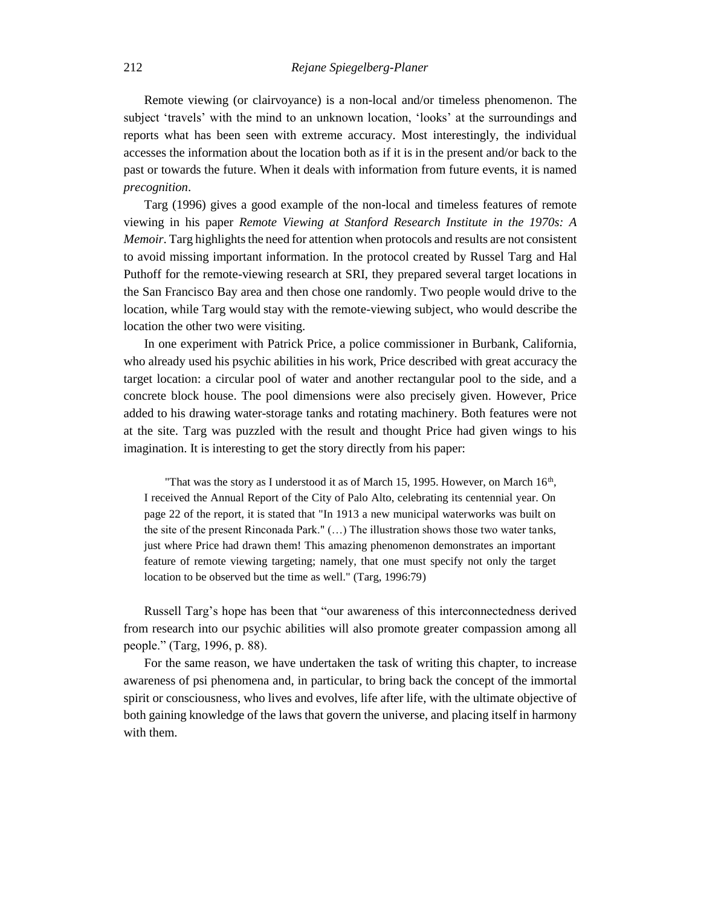Remote viewing (or clairvoyance) is a non-local and/or timeless phenomenon. The subject 'travels' with the mind to an unknown location, 'looks' at the surroundings and reports what has been seen with extreme accuracy. Most interestingly, the individual accesses the information about the location both as if it is in the present and/or back to the past or towards the future. When it deals with information from future events, it is named *precognition*.

Targ (1996) gives a good example of the non-local and timeless features of remote viewing in his paper *Remote Viewing at Stanford Research Institute in the 1970s: A Memoir*. Targ highlights the need for attention when protocols and results are not consistent to avoid missing important information. In the protocol created by Russel Targ and Hal Puthoff for the remote-viewing research at SRI, they prepared several target locations in the San Francisco Bay area and then chose one randomly. Two people would drive to the location, while Targ would stay with the remote-viewing subject, who would describe the location the other two were visiting.

In one experiment with Patrick Price, a police commissioner in Burbank, California, who already used his psychic abilities in his work, Price described with great accuracy the target location: a circular pool of water and another rectangular pool to the side, and a concrete block house. The pool dimensions were also precisely given. However, Price added to his drawing water-storage tanks and rotating machinery. Both features were not at the site. Targ was puzzled with the result and thought Price had given wings to his imagination. It is interesting to get the story directly from his paper:

> "That was the story as I understood it as of March 15, 1995. However, on March 16th, I received the Annual Report of the City of Palo Alto, celebrating its centennial year. On page 22 of the report, it is stated that "In 1913 a new municipal waterworks was built on the site of the present Rinconada Park." (…) The illustration shows those two water tanks, just where Price had drawn them! This amazing phenomenon demonstrates an important feature of remote viewing targeting; namely, that one must specify not only the target location to be observed but the time as well." (Targ, 1996:79)

Russell Targ's hope has been that "our awareness of this interconnectedness derived from research into our psychic abilities will also promote greater compassion among all people." (Targ, 1996, p. 88).

For the same reason, we have undertaken the task of writing this chapter, to increase awareness of psi phenomena and, in particular, to bring back the concept of the immortal spirit or consciousness, who lives and evolves, life after life, with the ultimate objective of both gaining knowledge of the laws that govern the universe, and placing itself in harmony with them.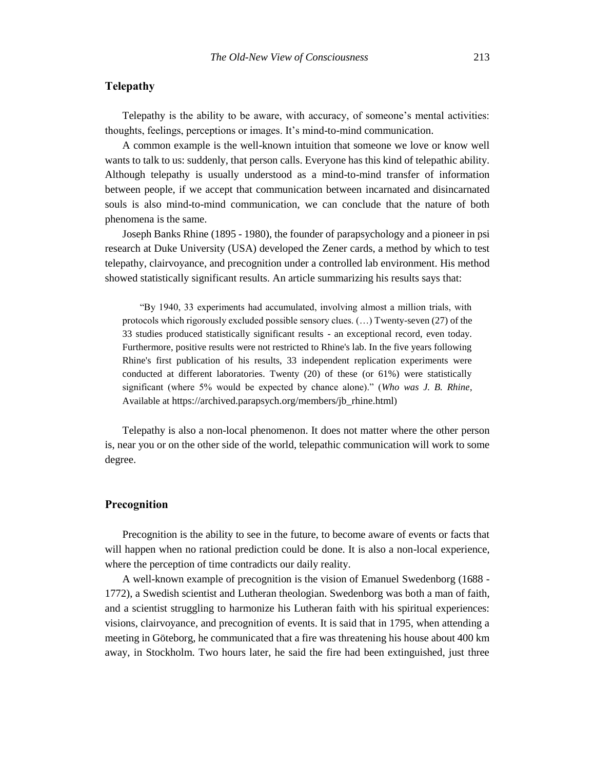## Telepathy

Telepathy is the ability to be aware, with accuracy, of someone's mental activities: thoughts, feelings, perceptions or images. It's mind-to-mind communication.

A common example is the well-known intuition that someone we love or know well wants to talk to us: suddenly, that person calls. Everyone has this kind of telepathic ability. Although telepathy is usually understood as a mind-to-mind transfer of information between people, if we accept that communication between incarnated and disincarnated souls is also mind-to-mind communication, we can conclude that the nature of both phenomena is the same.

Joseph Banks Rhine (1895 - 1980), the founder of parapsychology and a pioneer in psi research at Duke University (USA) developed the Zener cards, a method by which to test telepathy, clairvoyance, and precognition under a controlled lab environment. His method showed statistically significant results. An article summarizing his results says that:

> "By 1940, 33 experiments had accumulated, involving almost a million trials, with protocols which rigorously excluded possible sensory clues. (…) Twenty-seven (27) of the 33 studies produced statistically significant results - an exceptional record, even today. Furthermore, positive results were not restricted to Rhine's lab. In the five years following Rhine's first publication of his results, 33 independent replication experiments were conducted at different laboratories. Twenty (20) of these (or 61%) were statistically significant (where 5% would be expected by chance alone)." (*Who was J. B. Rhine*, Available at https://archived.parapsych.org/members/jb_rhine.html)

Telepathy is also a non-local phenomenon. It does not matter where the other person is, near you or on the other side of the world, telepathic communication will work to some degree.

## Precognition

Precognition is the ability to see in the future, to become aware of events or facts that will happen when no rational prediction could be done. It is also a non-local experience, where the perception of time contradicts our daily reality.

A well-known example of precognition is the vision of Emanuel Swedenborg (1688 - 1772), a Swedish scientist and Lutheran theologian. Swedenborg was both a man of faith, and a scientist struggling to harmonize his Lutheran faith with his spiritual experiences: visions, clairvoyance, and precognition of events. It is said that in 1795, when attending a meeting in Göteborg, he communicated that a fire was threatening his house about 400 km away, in Stockholm. Two hours later, he said the fire had been extinguished, just three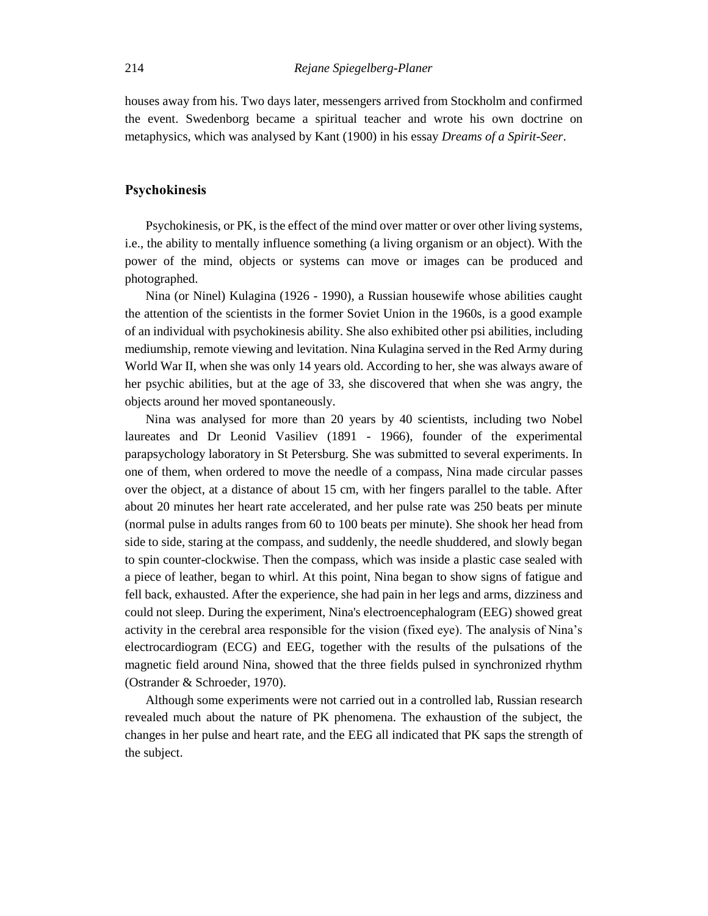houses away from his. Two days later, messengers arrived from Stockholm and confirmed the event. Swedenborg became a spiritual teacher and wrote his own doctrine on metaphysics, which was analysed by Kant (1900) in his essay *Dreams of a Spirit-Seer*.

## Psychokinesis

Psychokinesis, or PK, is the effect of the mind over matter or over other living systems, i.e., the ability to mentally influence something (a living organism or an object). With the power of the mind, objects or systems can move or images can be produced and photographed.

Nina (or Ninel) Kulagina (1926 - 1990), a Russian housewife whose abilities caught the attention of the scientists in the former Soviet Union in the 1960s, is a good example of an individual with psychokinesis ability. She also exhibited other psi abilities, including mediumship, remote viewing and levitation. Nina Kulagina served in the Red Army during World War II, when she was only 14 years old. According to her, she was always aware of her psychic abilities, but at the age of 33, she discovered that when she was angry, the objects around her moved spontaneously.

Nina was analysed for more than 20 years by 40 scientists, including two Nobel laureates and Dr Leonid Vasiliev (1891 - 1966), founder of the experimental parapsychology laboratory in St Petersburg. She was submitted to several experiments. In one of them, when ordered to move the needle of a compass, Nina made circular passes over the object, at a distance of about 15 cm, with her fingers parallel to the table. After about 20 minutes her heart rate accelerated, and her pulse rate was 250 beats per minute (normal pulse in adults ranges from 60 to 100 beats per minute). She shook her head from side to side, staring at the compass, and suddenly, the needle shuddered, and slowly began to spin counter-clockwise. Then the compass, which was inside a plastic case sealed with a piece of leather, began to whirl. At this point, Nina began to show signs of fatigue and fell back, exhausted. After the experience, she had pain in her legs and arms, dizziness and could not sleep. During the experiment, Nina's electroencephalogram (EEG) showed great activity in the cerebral area responsible for the vision (fixed eye). The analysis of Nina's electrocardiogram (ECG) and EEG, together with the results of the pulsations of the magnetic field around Nina, showed that the three fields pulsed in synchronized rhythm (Ostrander & Schroeder, 1970).

Although some experiments were not carried out in a controlled lab, Russian research revealed much about the nature of PK phenomena. The exhaustion of the subject, the changes in her pulse and heart rate, and the EEG all indicated that PK saps the strength of the subject.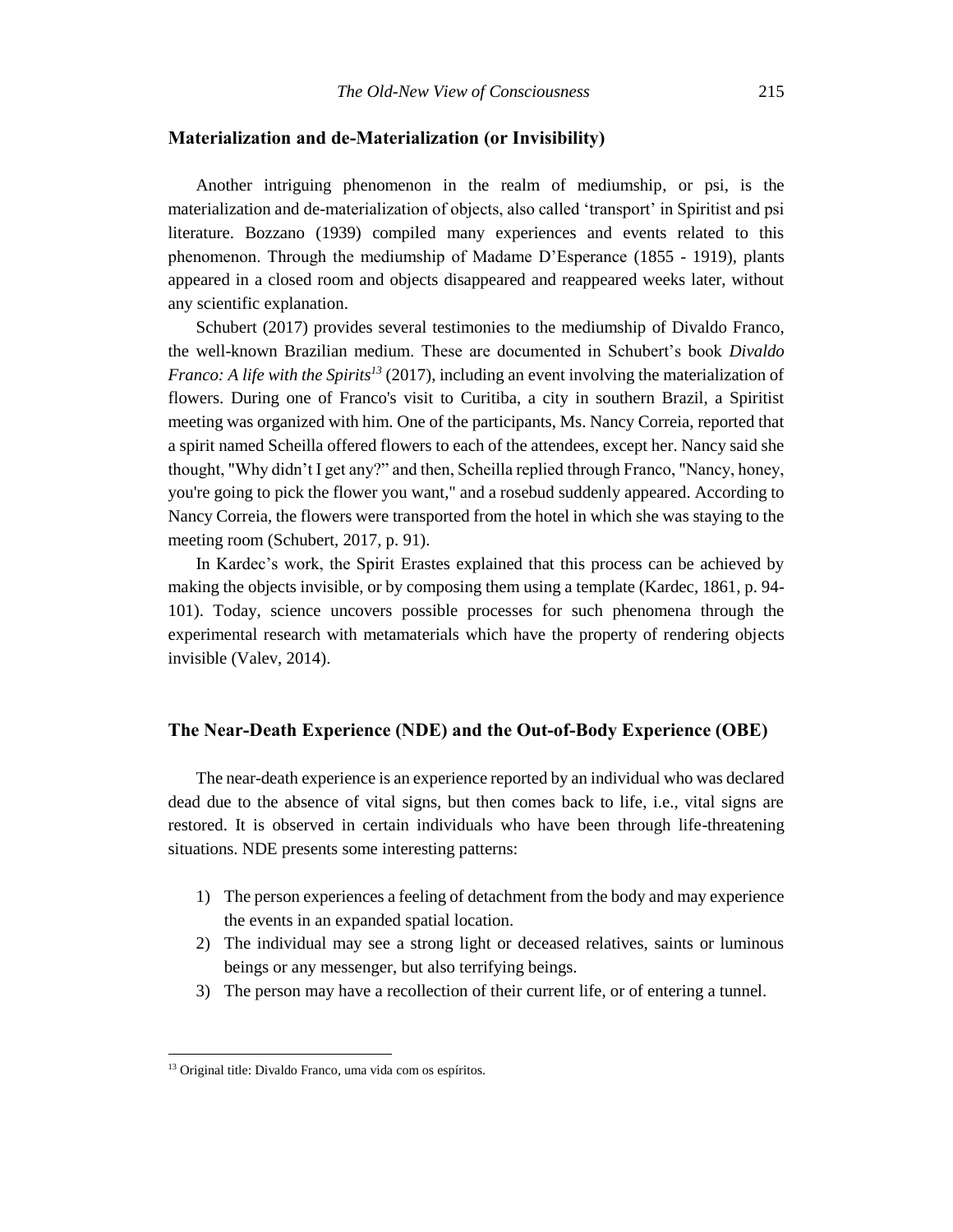## Materialization and de-Materialization (or Invisibility)

Another intriguing phenomenon in the realm of mediumship, or psi, is the materialization and de-materialization of objects, also called 'transport' in Spiritist and psi literature. Bozzano (1939) compiled many experiences and events related to this phenomenon. Through the mediumship of Madame D'Esperance (1855 - 1919), plants appeared in a closed room and objects disappeared and reappeared weeks later, without any scientific explanation.

Schubert (2017) provides several testimonies to the mediumship of Divaldo Franco, the well-known Brazilian medium. These are documented in Schubert's book *Divaldo Franco: A life with the Spirits*[13] (2017), including an event involving the materialization of flowers. During one of Franco's visit to Curitiba, a city in southern Brazil, a Spiritist meeting was organized with him. One of the participants, Ms. Nancy Correia, reported that a spirit named Scheilla offered flowers to each of the attendees, except her. Nancy said she thought, "Why didn't I get any?" and then, Scheilla replied through Franco, "Nancy, honey, you're going to pick the flower you want," and a rosebud suddenly appeared. According to Nancy Correia, the flowers were transported from the hotel in which she was staying to the meeting room (Schubert, 2017, p. 91).

In Kardec's work, the Spirit Erastes explained that this process can be achieved by making the objects invisible, or by composing them using a template (Kardec, 1861, p. 94-101). Today, science uncovers possible processes for such phenomena through the experimental research with metamaterials which have the property of rendering objects invisible (Valev, 2014).

## The Near-Death Experience (NDE) and the Out-of-Body Experience (OBE)

The near-death experience is an experience reported by an individual who was declared dead due to the absence of vital signs, but then comes back to life, i.e., vital signs are restored. It is observed in certain individuals who have been through life-threatening situations. NDE presents some interesting patterns:

1) The person experiences a feeling of detachment from the body and may experience the events in an expanded spatial location.
2) The individual may see a strong light or deceased relatives, saints or luminous beings or any messenger, but also terrifying beings.
3) The person may have a recollection of their current life, or of entering a tunnel.

[13] Original title: Divaldo Franco, uma vida com os espíritos.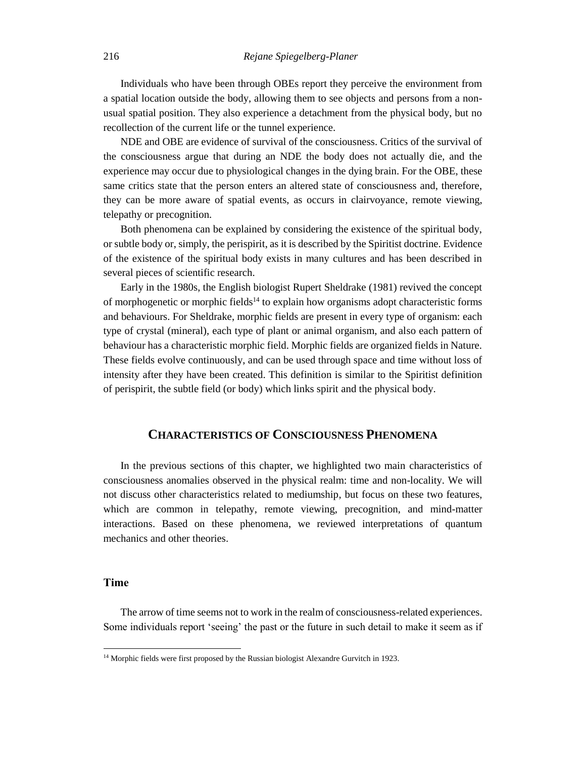Individuals who have been through OBEs report they perceive the environment from a spatial location outside the body, allowing them to see objects and persons from a non-usual spatial position. They also experience a detachment from the physical body, but no recollection of the current life or the tunnel experience.

NDE and OBE are evidence of survival of the consciousness. Critics of the survival of the consciousness argue that during an NDE the body does not actually die, and the experience may occur due to physiological changes in the dying brain. For the OBE, these same critics state that the person enters an altered state of consciousness and, therefore, they can be more aware of spatial events, as occurs in clairvoyance, remote viewing, telepathy or precognition.

Both phenomena can be explained by considering the existence of the spiritual body, or subtle body or, simply, the perispirit, as it is described by the Spiritist doctrine. Evidence of the existence of the spiritual body exists in many cultures and has been described in several pieces of scientific research.

Early in the 1980s, the English biologist Rupert Sheldrake (1981) revived the concept of morphogenetic or morphic fields[14] to explain how organisms adopt characteristic forms and behaviours. For Sheldrake, morphic fields are present in every type of organism: each type of crystal (mineral), each type of plant or animal organism, and also each pattern of behaviour has a characteristic morphic field. Morphic fields are organized fields in Nature. These fields evolve continuously, and can be used through space and time without loss of intensity after they have been created. This definition is similar to the Spiritist definition of perispirit, the subtle field (or body) which links spirit and the physical body.

## Characteristics of Consciousness Phenomena

In the previous sections of this chapter, we highlighted two main characteristics of consciousness anomalies observed in the physical realm: time and non-locality. We will not discuss other characteristics related to mediumship, but focus on these two features, which are common in telepathy, remote viewing, precognition, and mind-matter interactions. Based on these phenomena, we reviewed interpretations of quantum mechanics and other theories.

### Time

The arrow of time seems not to work in the realm of consciousness-related experiences. Some individuals report 'seeing' the past or the future in such detail to make it seem as if

[14] Morphic fields were first proposed by the Russian biologist Alexandre Gurvitch in 1923.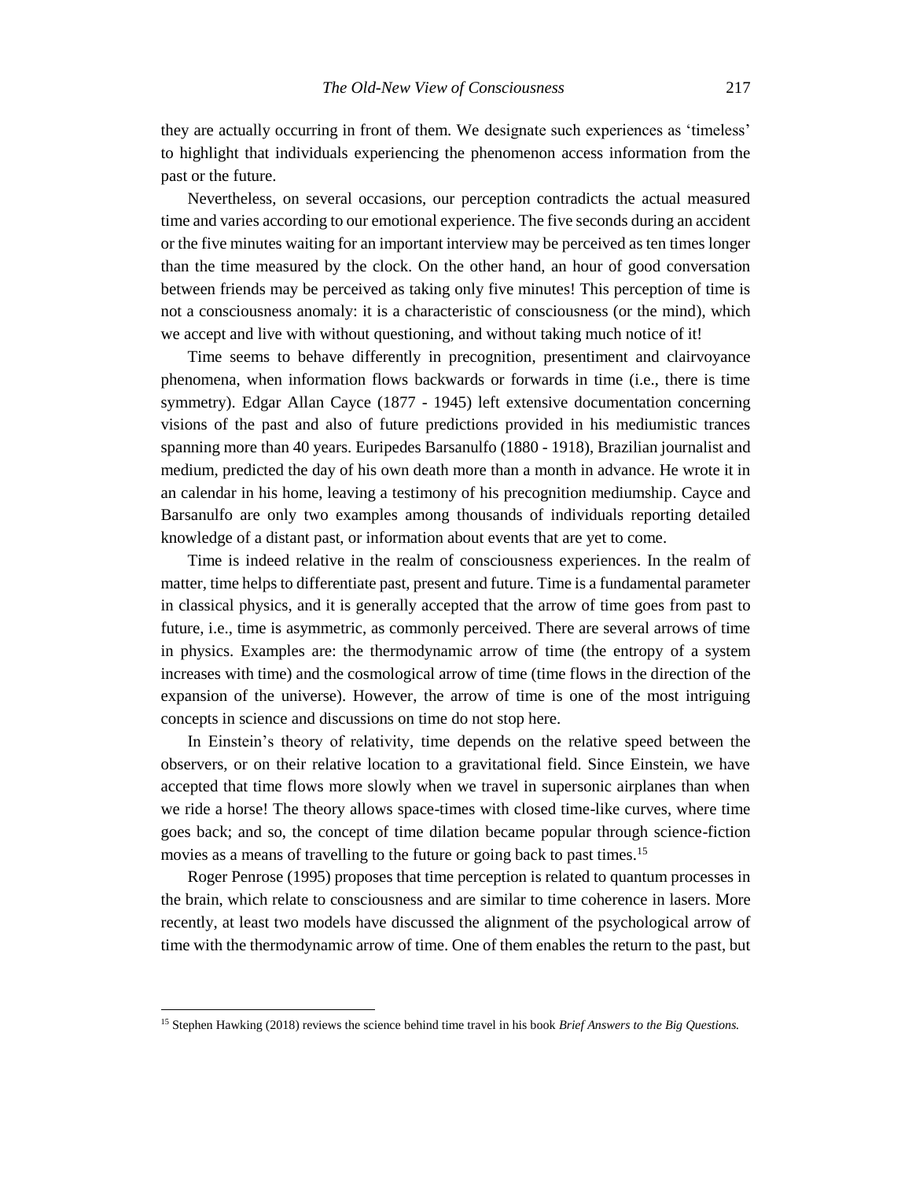they are actually occurring in front of them. We designate such experiences as 'timeless' to highlight that individuals experiencing the phenomenon access information from the past or the future.

Nevertheless, on several occasions, our perception contradicts the actual measured time and varies according to our emotional experience. The five seconds during an accident or the five minutes waiting for an important interview may be perceived as ten times longer than the time measured by the clock. On the other hand, an hour of good conversation between friends may be perceived as taking only five minutes! This perception of time is not a consciousness anomaly: it is a characteristic of consciousness (or the mind), which we accept and live with without questioning, and without taking much notice of it!

Time seems to behave differently in precognition, presentiment and clairvoyance phenomena, when information flows backwards or forwards in time (i.e., there is time symmetry). Edgar Allan Cayce (1877 - 1945) left extensive documentation concerning visions of the past and also of future predictions provided in his mediumistic trances spanning more than 40 years. Euripedes Barsanulfo (1880 - 1918), Brazilian journalist and medium, predicted the day of his own death more than a month in advance. He wrote it in an calendar in his home, leaving a testimony of his precognition mediumship. Cayce and Barsanulfo are only two examples among thousands of individuals reporting detailed knowledge of a distant past, or information about events that are yet to come.

Time is indeed relative in the realm of consciousness experiences. In the realm of matter, time helps to differentiate past, present and future. Time is a fundamental parameter in classical physics, and it is generally accepted that the arrow of time goes from past to future, i.e., time is asymmetric, as commonly perceived. There are several arrows of time in physics. Examples are: the thermodynamic arrow of time (the entropy of a system increases with time) and the cosmological arrow of time (time flows in the direction of the expansion of the universe). However, the arrow of time is one of the most intriguing concepts in science and discussions on time do not stop here.

In Einstein's theory of relativity, time depends on the relative speed between the observers, or on their relative location to a gravitational field. Since Einstein, we have accepted that time flows more slowly when we travel in supersonic airplanes than when we ride a horse! The theory allows space-times with closed time-like curves, where time goes back; and so, the concept of time dilation became popular through science-fiction movies as a means of travelling to the future or going back to past times.[15]

Roger Penrose (1995) proposes that time perception is related to quantum processes in the brain, which relate to consciousness and are similar to time coherence in lasers. More recently, at least two models have discussed the alignment of the psychological arrow of time with the thermodynamic arrow of time. One of them enables the return to the past, but

[15] Stephen Hawking (2018) reviews the science behind time travel in his book *Brief Answers to the Big Questions.*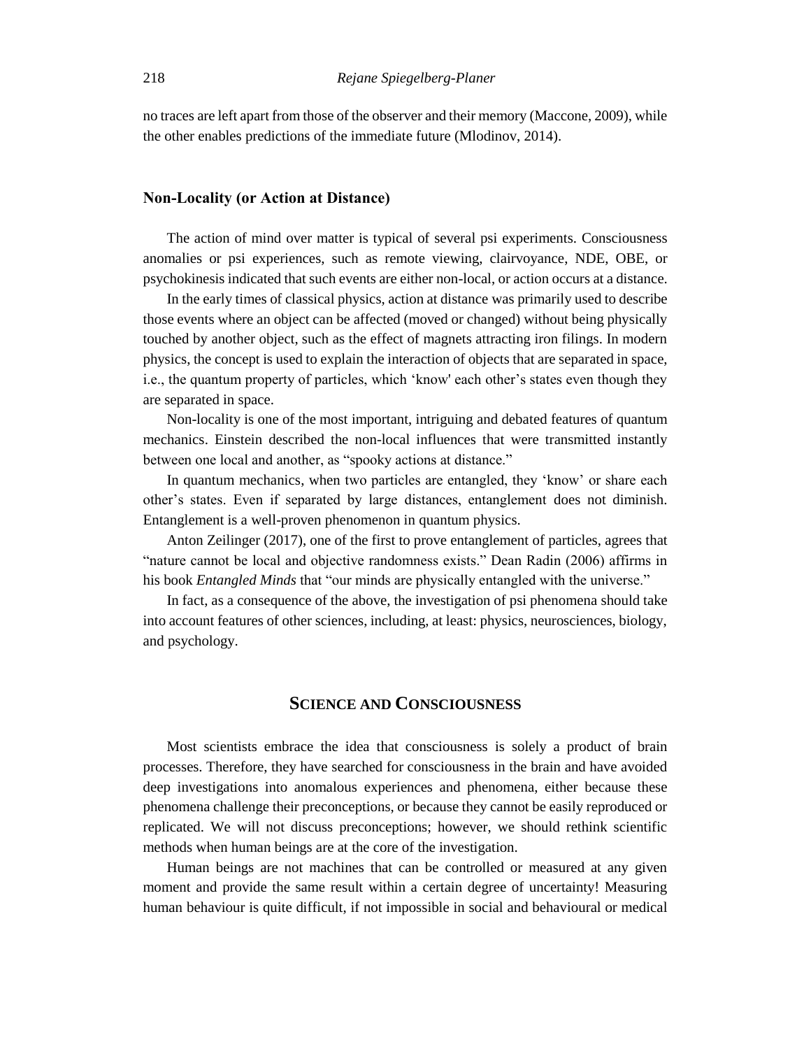no traces are left apart from those of the observer and their memory (Maccone, 2009), while the other enables predictions of the immediate future (Mlodinov, 2014).

### Non-Locality (or Action at Distance)

The action of mind over matter is typical of several psi experiments. Consciousness anomalies or psi experiences, such as remote viewing, clairvoyance, NDE, OBE, or psychokinesis indicated that such events are either non-local, or action occurs at a distance.

In the early times of classical physics, action at distance was primarily used to describe those events where an object can be affected (moved or changed) without being physically touched by another object, such as the effect of magnets attracting iron filings. In modern physics, the concept is used to explain the interaction of objects that are separated in space, i.e., the quantum property of particles, which 'know' each other's states even though they are separated in space.

Non-locality is one of the most important, intriguing and debated features of quantum mechanics. Einstein described the non-local influences that were transmitted instantly between one local and another, as "spooky actions at distance."

In quantum mechanics, when two particles are entangled, they 'know' or share each other's states. Even if separated by large distances, entanglement does not diminish. Entanglement is a well-proven phenomenon in quantum physics.

Anton Zeilinger (2017), one of the first to prove entanglement of particles, agrees that "nature cannot be local and objective randomness exists." Dean Radin (2006) affirms in his book *Entangled Minds* that "our minds are physically entangled with the universe."

In fact, as a consequence of the above, the investigation of psi phenomena should take into account features of other sciences, including, at least: physics, neurosciences, biology, and psychology.

## Science and Consciousness

Most scientists embrace the idea that consciousness is solely a product of brain processes. Therefore, they have searched for consciousness in the brain and have avoided deep investigations into anomalous experiences and phenomena, either because these phenomena challenge their preconceptions, or because they cannot be easily reproduced or replicated. We will not discuss preconceptions; however, we should rethink scientific methods when human beings are at the core of the investigation.

Human beings are not machines that can be controlled or measured at any given moment and provide the same result within a certain degree of uncertainty! Measuring human behaviour is quite difficult, if not impossible in social and behavioural or medical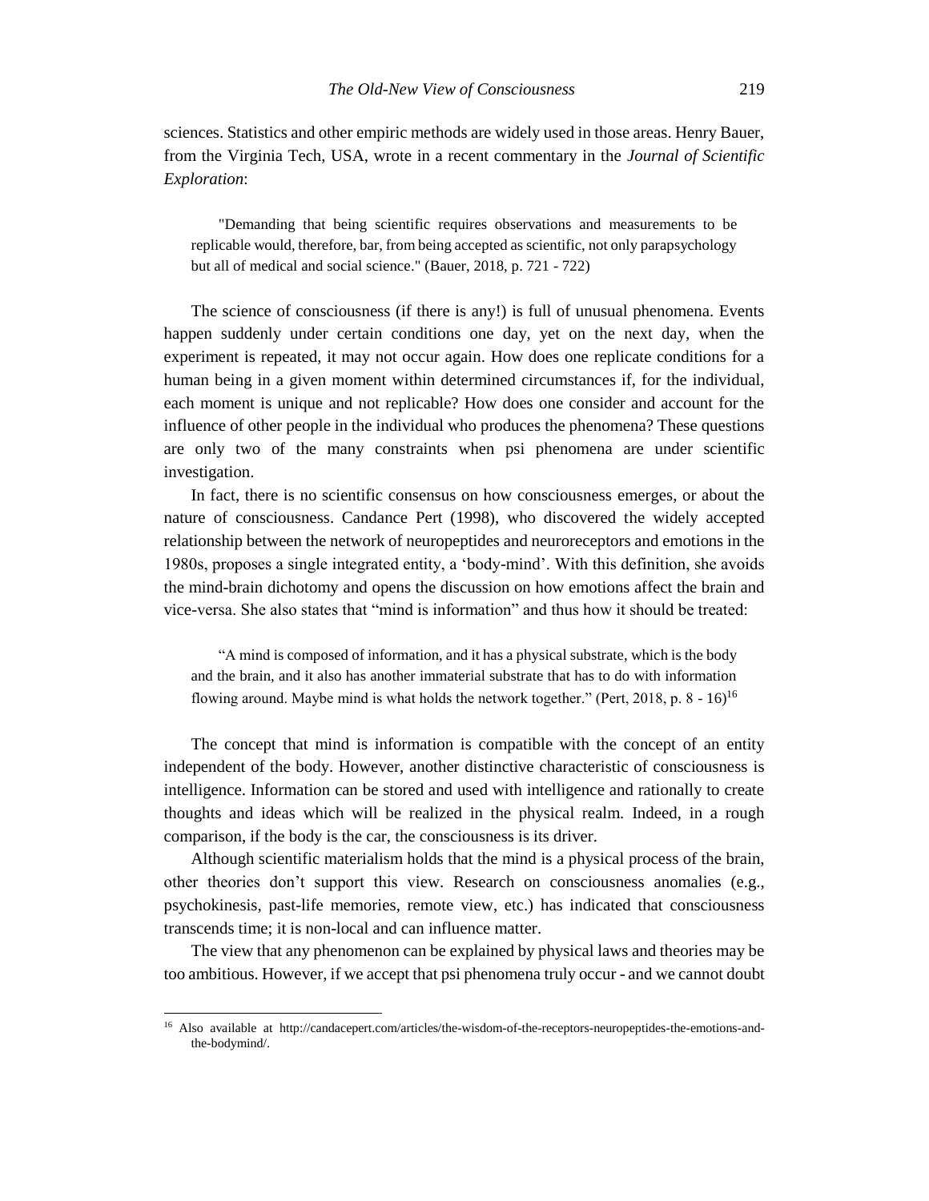sciences. Statistics and other empiric methods are widely used in those areas. Henry Bauer, from the Virginia Tech, USA, wrote in a recent commentary in the *Journal of Scientific Exploration*:

> "Demanding that being scientific requires observations and measurements to be replicable would, therefore, bar, from being accepted as scientific, not only parapsychology but all of medical and social science." (Bauer, 2018, p. 721 - 722)

The science of consciousness (if there is any!) is full of unusual phenomena. Events happen suddenly under certain conditions one day, yet on the next day, when the experiment is repeated, it may not occur again. How does one replicate conditions for a human being in a given moment within determined circumstances if, for the individual, each moment is unique and not replicable? How does one consider and account for the influence of other people in the individual who produces the phenomena? These questions are only two of the many constraints when psi phenomena are under scientific investigation.

In fact, there is no scientific consensus on how consciousness emerges, or about the nature of consciousness. Candance Pert (1998), who discovered the widely accepted relationship between the network of neuropeptides and neuroreceptors and emotions in the 1980s, proposes a single integrated entity, a 'body-mind'. With this definition, she avoids the mind-brain dichotomy and opens the discussion on how emotions affect the brain and vice-versa. She also states that "mind is information" and thus how it should be treated:

> "A mind is composed of information, and it has a physical substrate, which is the body and the brain, and it also has another immaterial substrate that has to do with information flowing around. Maybe mind is what holds the network together." (Pert, 2018, p. 8 - 16)[16]

The concept that mind is information is compatible with the concept of an entity independent of the body. However, another distinctive characteristic of consciousness is intelligence. Information can be stored and used with intelligence and rationally to create thoughts and ideas which will be realized in the physical realm. Indeed, in a rough comparison, if the body is the car, the consciousness is its driver.

Although scientific materialism holds that the mind is a physical process of the brain, other theories don't support this view. Research on consciousness anomalies (e.g., psychokinesis, past-life memories, remote view, etc.) has indicated that consciousness transcends time; it is non-local and can influence matter.

The view that any phenomenon can be explained by physical laws and theories may be too ambitious. However, if we accept that psi phenomena truly occur - and we cannot doubt

---

[16] Also available at http://candacepert.com/articles/the-wisdom-of-the-receptors-neuropeptides-the-emotions-and-the-bodymind/.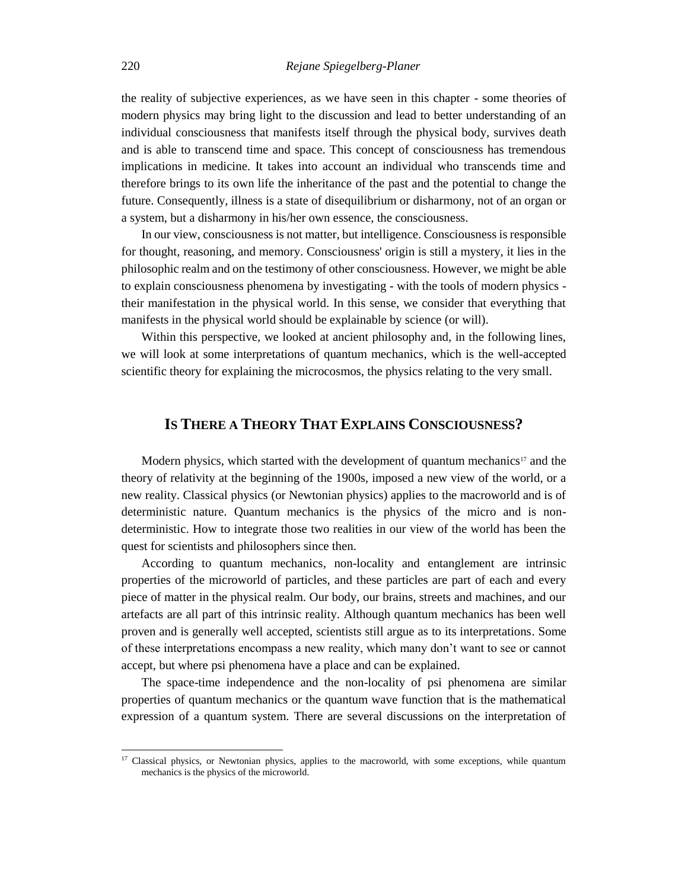the reality of subjective experiences, as we have seen in this chapter - some theories of modern physics may bring light to the discussion and lead to better understanding of an individual consciousness that manifests itself through the physical body, survives death and is able to transcend time and space. This concept of consciousness has tremendous implications in medicine. It takes into account an individual who transcends time and therefore brings to its own life the inheritance of the past and the potential to change the future. Consequently, illness is a state of disequilibrium or disharmony, not of an organ or a system, but a disharmony in his/her own essence, the consciousness.

In our view, consciousness is not matter, but intelligence. Consciousness is responsible for thought, reasoning, and memory. Consciousness' origin is still a mystery, it lies in the philosophic realm and on the testimony of other consciousness. However, we might be able to explain consciousness phenomena by investigating - with the tools of modern physics - their manifestation in the physical world. In this sense, we consider that everything that manifests in the physical world should be explainable by science (or will).

Within this perspective, we looked at ancient philosophy and, in the following lines, we will look at some interpretations of quantum mechanics, which is the well-accepted scientific theory for explaining the microcosmos, the physics relating to the very small.

## IS THERE A THEORY THAT EXPLAINS CONSCIOUSNESS?

Modern physics, which started with the development of quantum mechanics[17] and the theory of relativity at the beginning of the 1900s, imposed a new view of the world, or a new reality. Classical physics (or Newtonian physics) applies to the macroworld and is of deterministic nature. Quantum mechanics is the physics of the micro and is non-deterministic. How to integrate those two realities in our view of the world has been the quest for scientists and philosophers since then.

According to quantum mechanics, non-locality and entanglement are intrinsic properties of the microworld of particles, and these particles are part of each and every piece of matter in the physical realm. Our body, our brains, streets and machines, and our artefacts are all part of this intrinsic reality. Although quantum mechanics has been well proven and is generally well accepted, scientists still argue as to its interpretations. Some of these interpretations encompass a new reality, which many don't want to see or cannot accept, but where psi phenomena have a place and can be explained.

The space-time independence and the non-locality of psi phenomena are similar properties of quantum mechanics or the quantum wave function that is the mathematical expression of a quantum system. There are several discussions on the interpretation of

[17] Classical physics, or Newtonian physics, applies to the macroworld, with some exceptions, while quantum mechanics is the physics of the microworld.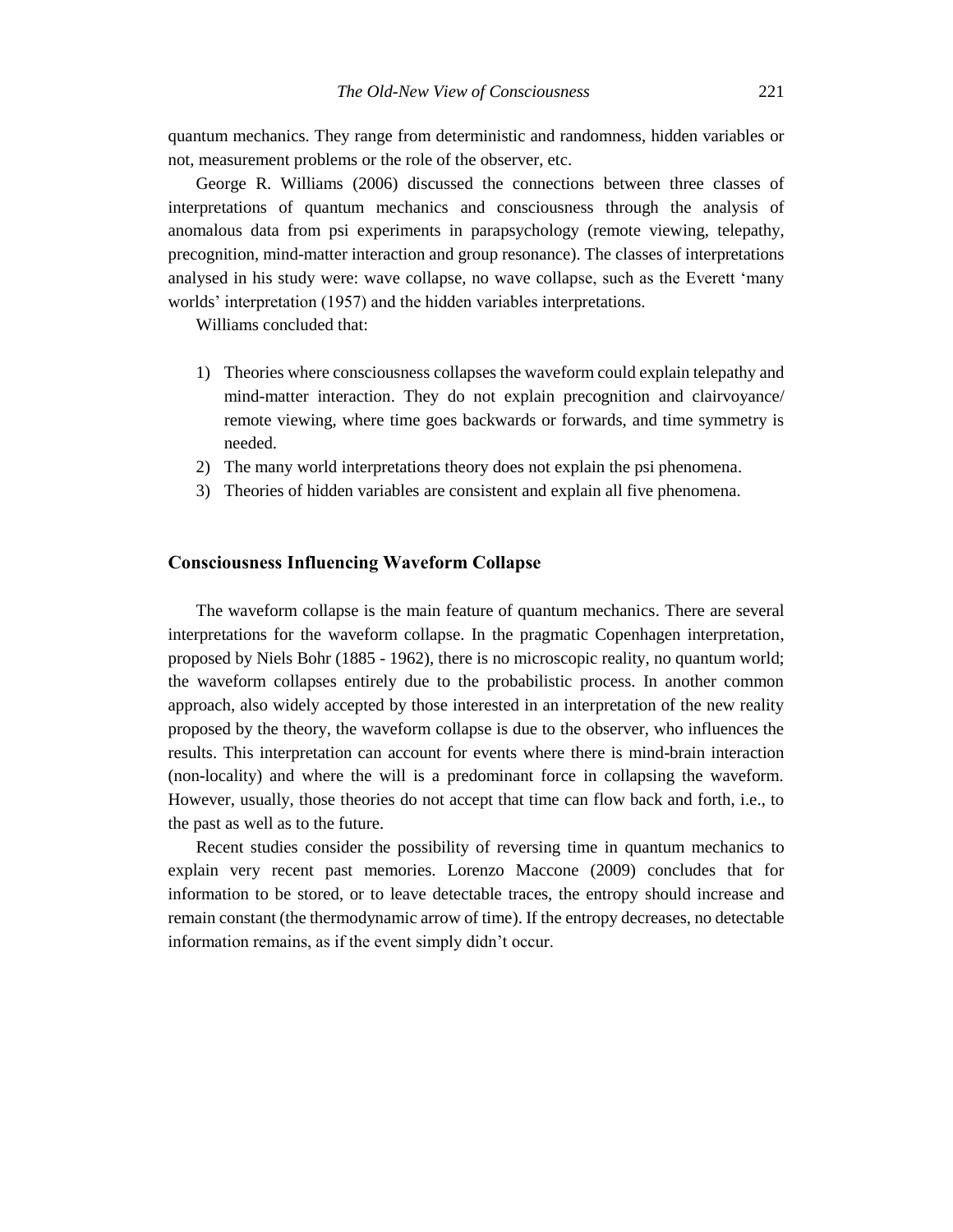quantum mechanics. They range from deterministic and randomness, hidden variables or not, measurement problems or the role of the observer, etc.

George R. Williams (2006) discussed the connections between three classes of interpretations of quantum mechanics and consciousness through the analysis of anomalous data from psi experiments in parapsychology (remote viewing, telepathy, precognition, mind-matter interaction and group resonance). The classes of interpretations analysed in his study were: wave collapse, no wave collapse, such as the Everett 'many worlds' interpretation (1957) and the hidden variables interpretations.

Williams concluded that:

1) Theories where consciousness collapses the waveform could explain telepathy and mind-matter interaction. They do not explain precognition and clairvoyance/ remote viewing, where time goes backwards or forwards, and time symmetry is needed.
2) The many world interpretations theory does not explain the psi phenomena.
3) Theories of hidden variables are consistent and explain all five phenomena.

## Consciousness Influencing Waveform Collapse

The waveform collapse is the main feature of quantum mechanics. There are several interpretations for the waveform collapse. In the pragmatic Copenhagen interpretation, proposed by Niels Bohr (1885 - 1962), there is no microscopic reality, no quantum world; the waveform collapses entirely due to the probabilistic process. In another common approach, also widely accepted by those interested in an interpretation of the new reality proposed by the theory, the waveform collapse is due to the observer, who influences the results. This interpretation can account for events where there is mind-brain interaction (non-locality) and where the will is a predominant force in collapsing the waveform. However, usually, those theories do not accept that time can flow back and forth, i.e., to the past as well as to the future.

Recent studies consider the possibility of reversing time in quantum mechanics to explain very recent past memories. Lorenzo Maccone (2009) concludes that for information to be stored, or to leave detectable traces, the entropy should increase and remain constant (the thermodynamic arrow of time). If the entropy decreases, no detectable information remains, as if the event simply didn't occur.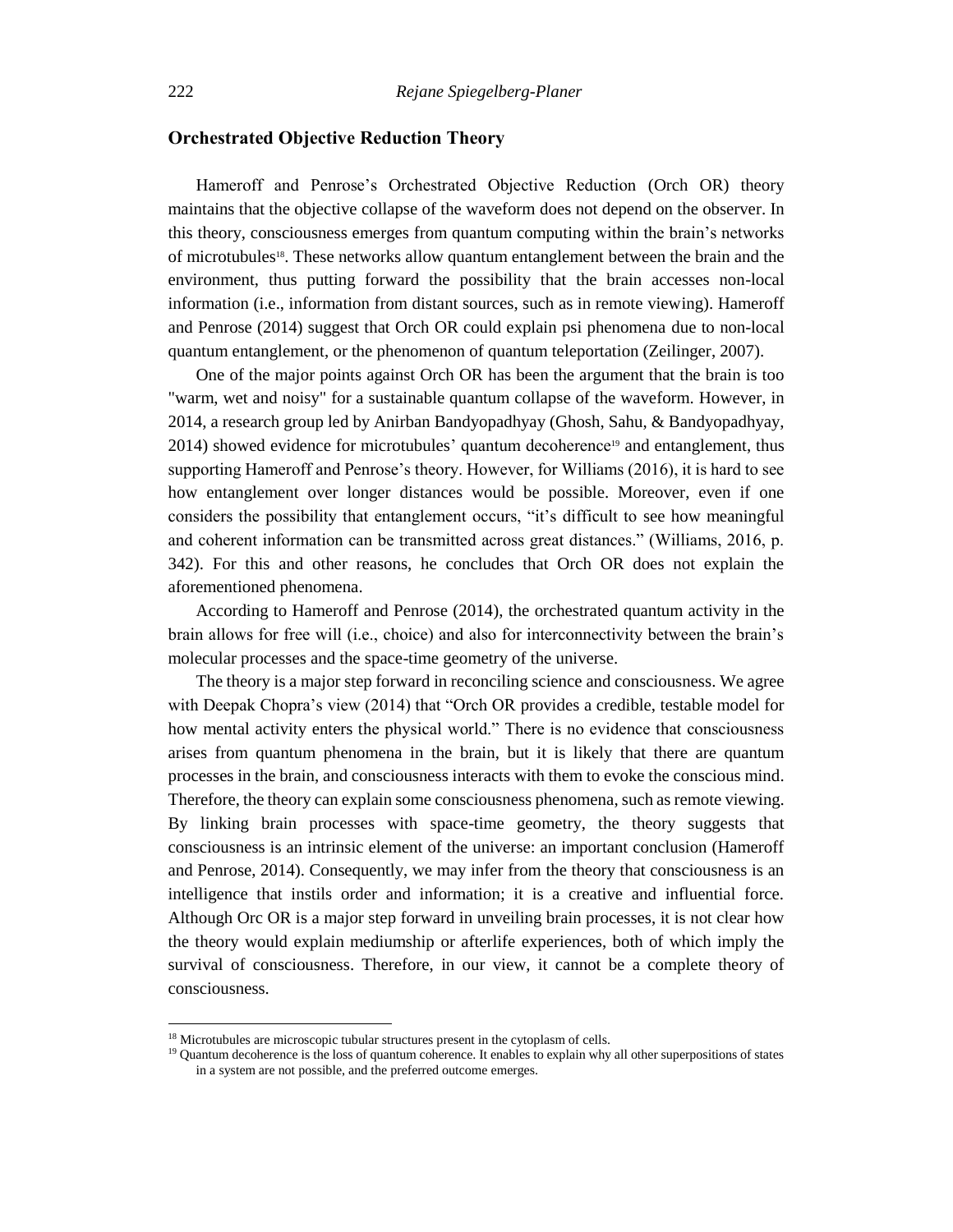## Orchestrated Objective Reduction Theory

Hameroff and Penrose's Orchestrated Objective Reduction (Orch OR) theory maintains that the objective collapse of the waveform does not depend on the observer. In this theory, consciousness emerges from quantum computing within the brain's networks of microtubules[18]. These networks allow quantum entanglement between the brain and the environment, thus putting forward the possibility that the brain accesses non-local information (i.e., information from distant sources, such as in remote viewing). Hameroff and Penrose (2014) suggest that Orch OR could explain psi phenomena due to non-local quantum entanglement, or the phenomenon of quantum teleportation (Zeilinger, 2007).

One of the major points against Orch OR has been the argument that the brain is too "warm, wet and noisy" for a sustainable quantum collapse of the waveform. However, in 2014, a research group led by Anirban Bandyopadhyay (Ghosh, Sahu, & Bandyopadhyay, 2014) showed evidence for microtubules' quantum decoherence[19] and entanglement, thus supporting Hameroff and Penrose's theory. However, for Williams (2016), it is hard to see how entanglement over longer distances would be possible. Moreover, even if one considers the possibility that entanglement occurs, "it's difficult to see how meaningful and coherent information can be transmitted across great distances." (Williams, 2016, p. 342). For this and other reasons, he concludes that Orch OR does not explain the aforementioned phenomena.

According to Hameroff and Penrose (2014), the orchestrated quantum activity in the brain allows for free will (i.e., choice) and also for interconnectivity between the brain's molecular processes and the space-time geometry of the universe.

The theory is a major step forward in reconciling science and consciousness. We agree with Deepak Chopra's view (2014) that "Orch OR provides a credible, testable model for how mental activity enters the physical world." There is no evidence that consciousness arises from quantum phenomena in the brain, but it is likely that there are quantum processes in the brain, and consciousness interacts with them to evoke the conscious mind. Therefore, the theory can explain some consciousness phenomena, such as remote viewing. By linking brain processes with space-time geometry, the theory suggests that consciousness is an intrinsic element of the universe: an important conclusion (Hameroff and Penrose, 2014). Consequently, we may infer from the theory that consciousness is an intelligence that instils order and information; it is a creative and influential force. Although Orc OR is a major step forward in unveiling brain processes, it is not clear how the theory would explain mediumship or afterlife experiences, both of which imply the survival of consciousness. Therefore, in our view, it cannot be a complete theory of consciousness.

---

[18] Microtubules are microscopic tubular structures present in the cytoplasm of cells.

[19] Quantum decoherence is the loss of quantum coherence. It enables to explain why all other superpositions of states in a system are not possible, and the preferred outcome emerges.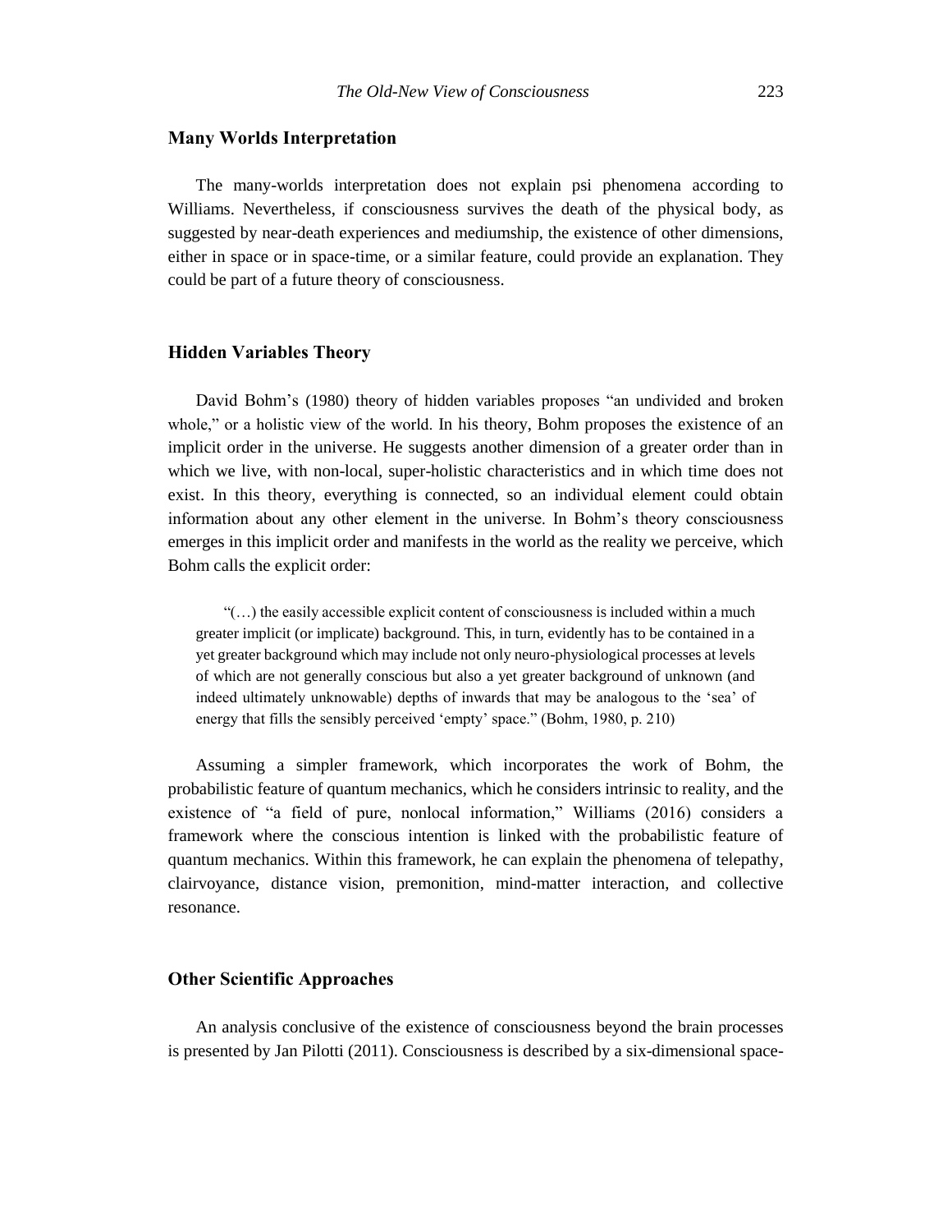## Many Worlds Interpretation

The many-worlds interpretation does not explain psi phenomena according to Williams. Nevertheless, if consciousness survives the death of the physical body, as suggested by near-death experiences and mediumship, the existence of other dimensions, either in space or in space-time, or a similar feature, could provide an explanation. They could be part of a future theory of consciousness.

## Hidden Variables Theory

David Bohm's (1980) theory of hidden variables proposes "an undivided and broken whole," or a holistic view of the world. In his theory, Bohm proposes the existence of an implicit order in the universe. He suggests another dimension of a greater order than in which we live, with non-local, super-holistic characteristics and in which time does not exist. In this theory, everything is connected, so an individual element could obtain information about any other element in the universe. In Bohm's theory consciousness emerges in this implicit order and manifests in the world as the reality we perceive, which Bohm calls the explicit order:

> "(…) the easily accessible explicit content of consciousness is included within a much greater implicit (or implicate) background. This, in turn, evidently has to be contained in a yet greater background which may include not only neuro-physiological processes at levels of which are not generally conscious but also a yet greater background of unknown (and indeed ultimately unknowable) depths of inwards that may be analogous to the 'sea' of energy that fills the sensibly perceived 'empty' space." (Bohm, 1980, p. 210)

Assuming a simpler framework, which incorporates the work of Bohm, the probabilistic feature of quantum mechanics, which he considers intrinsic to reality, and the existence of "a field of pure, nonlocal information," Williams (2016) considers a framework where the conscious intention is linked with the probabilistic feature of quantum mechanics. Within this framework, he can explain the phenomena of telepathy, clairvoyance, distance vision, premonition, mind-matter interaction, and collective resonance.

## Other Scientific Approaches

An analysis conclusive of the existence of consciousness beyond the brain processes is presented by Jan Pilotti (2011). Consciousness is described by a six-dimensional space-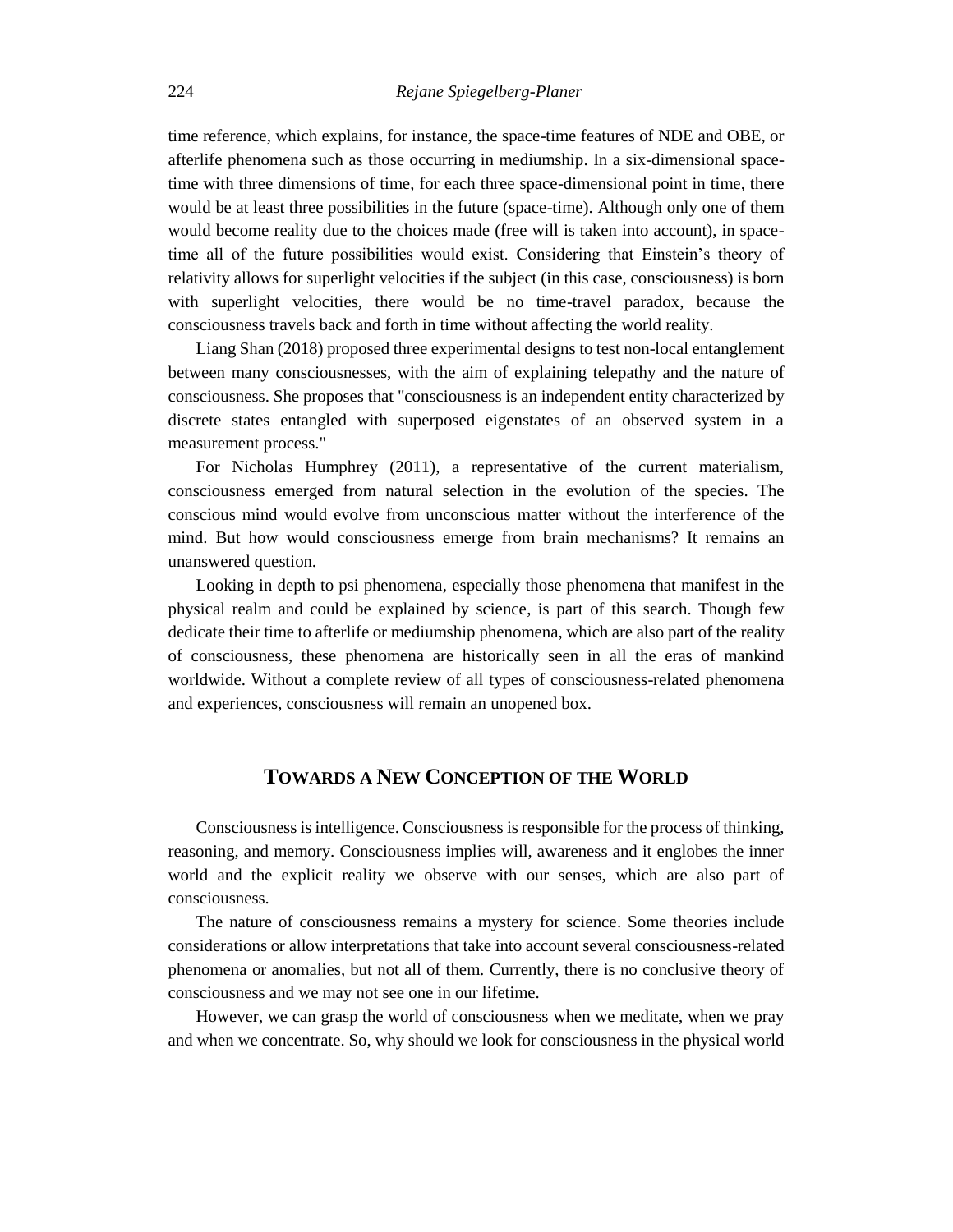time reference, which explains, for instance, the space-time features of NDE and OBE, or afterlife phenomena such as those occurring in mediumship. In a six-dimensional space-time with three dimensions of time, for each three space-dimensional point in time, there would be at least three possibilities in the future (space-time). Although only one of them would become reality due to the choices made (free will is taken into account), in space-time all of the future possibilities would exist. Considering that Einstein's theory of relativity allows for superlight velocities if the subject (in this case, consciousness) is born with superlight velocities, there would be no time-travel paradox, because the consciousness travels back and forth in time without affecting the world reality.

Liang Shan (2018) proposed three experimental designs to test non-local entanglement between many consciousnesses, with the aim of explaining telepathy and the nature of consciousness. She proposes that "consciousness is an independent entity characterized by discrete states entangled with superposed eigenstates of an observed system in a measurement process."

For Nicholas Humphrey (2011), a representative of the current materialism, consciousness emerged from natural selection in the evolution of the species. The conscious mind would evolve from unconscious matter without the interference of the mind. But how would consciousness emerge from brain mechanisms? It remains an unanswered question.

Looking in depth to psi phenomena, especially those phenomena that manifest in the physical realm and could be explained by science, is part of this search. Though few dedicate their time to afterlife or mediumship phenomena, which are also part of the reality of consciousness, these phenomena are historically seen in all the eras of mankind worldwide. Without a complete review of all types of consciousness-related phenomena and experiences, consciousness will remain an unopened box.

## Towards a New Conception of the World

Consciousness is intelligence. Consciousness is responsible for the process of thinking, reasoning, and memory. Consciousness implies will, awareness and it englobes the inner world and the explicit reality we observe with our senses, which are also part of consciousness.

The nature of consciousness remains a mystery for science. Some theories include considerations or allow interpretations that take into account several consciousness-related phenomena or anomalies, but not all of them. Currently, there is no conclusive theory of consciousness and we may not see one in our lifetime.

However, we can grasp the world of consciousness when we meditate, when we pray and when we concentrate. So, why should we look for consciousness in the physical world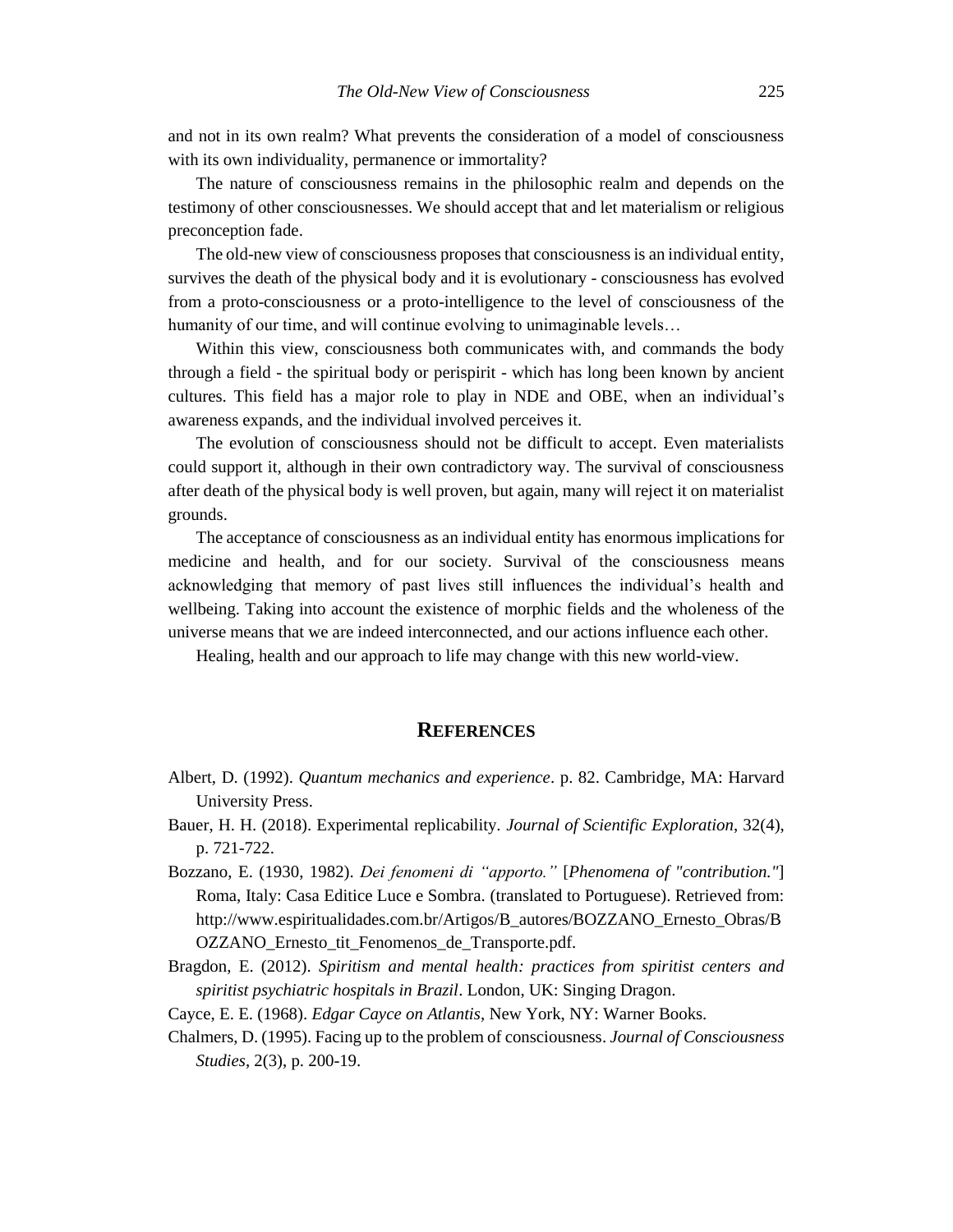and not in its own realm? What prevents the consideration of a model of consciousness with its own individuality, permanence or immortality?

The nature of consciousness remains in the philosophic realm and depends on the testimony of other consciousnesses. We should accept that and let materialism or religious preconception fade.

The old-new view of consciousness proposes that consciousness is an individual entity, survives the death of the physical body and it is evolutionary - consciousness has evolved from a proto-consciousness or a proto-intelligence to the level of consciousness of the humanity of our time, and will continue evolving to unimaginable levels…

Within this view, consciousness both communicates with, and commands the body through a field - the spiritual body or perispirit - which has long been known by ancient cultures. This field has a major role to play in NDE and OBE, when an individual's awareness expands, and the individual involved perceives it.

The evolution of consciousness should not be difficult to accept. Even materialists could support it, although in their own contradictory way. The survival of consciousness after death of the physical body is well proven, but again, many will reject it on materialist grounds.

The acceptance of consciousness as an individual entity has enormous implications for medicine and health, and for our society. Survival of the consciousness means acknowledging that memory of past lives still influences the individual's health and wellbeing. Taking into account the existence of morphic fields and the wholeness of the universe means that we are indeed interconnected, and our actions influence each other.

Healing, health and our approach to life may change with this new world-view.

## REFERENCES

Albert, D. (1992). *Quantum mechanics and experience*. p. 82. Cambridge, MA: Harvard University Press.

Bauer, H. H. (2018). Experimental replicability. *Journal of Scientific Exploration*, 32(4), p. 721-722.

Bozzano, E. (1930, 1982). *Dei fenomeni di "apporto."* [*Phenomena of "contribution."*] Roma, Italy: Casa Editice Luce e Sombra. (translated to Portuguese). Retrieved from: http://www.espiritualidades.com.br/Artigos/B_autores/BOZZANO_Ernesto_Obras/BOZZANO_Ernesto_tit_Fenomenos_de_Transporte.pdf.

Bragdon, E. (2012). *Spiritism and mental health: practices from spiritist centers and spiritist psychiatric hospitals in Brazil*. London, UK: Singing Dragon.

Cayce, E. E. (1968). *Edgar Cayce on Atlantis*, New York, NY: Warner Books.

Chalmers, D. (1995). Facing up to the problem of consciousness. *Journal of Consciousness Studies*, 2(3), p. 200-19.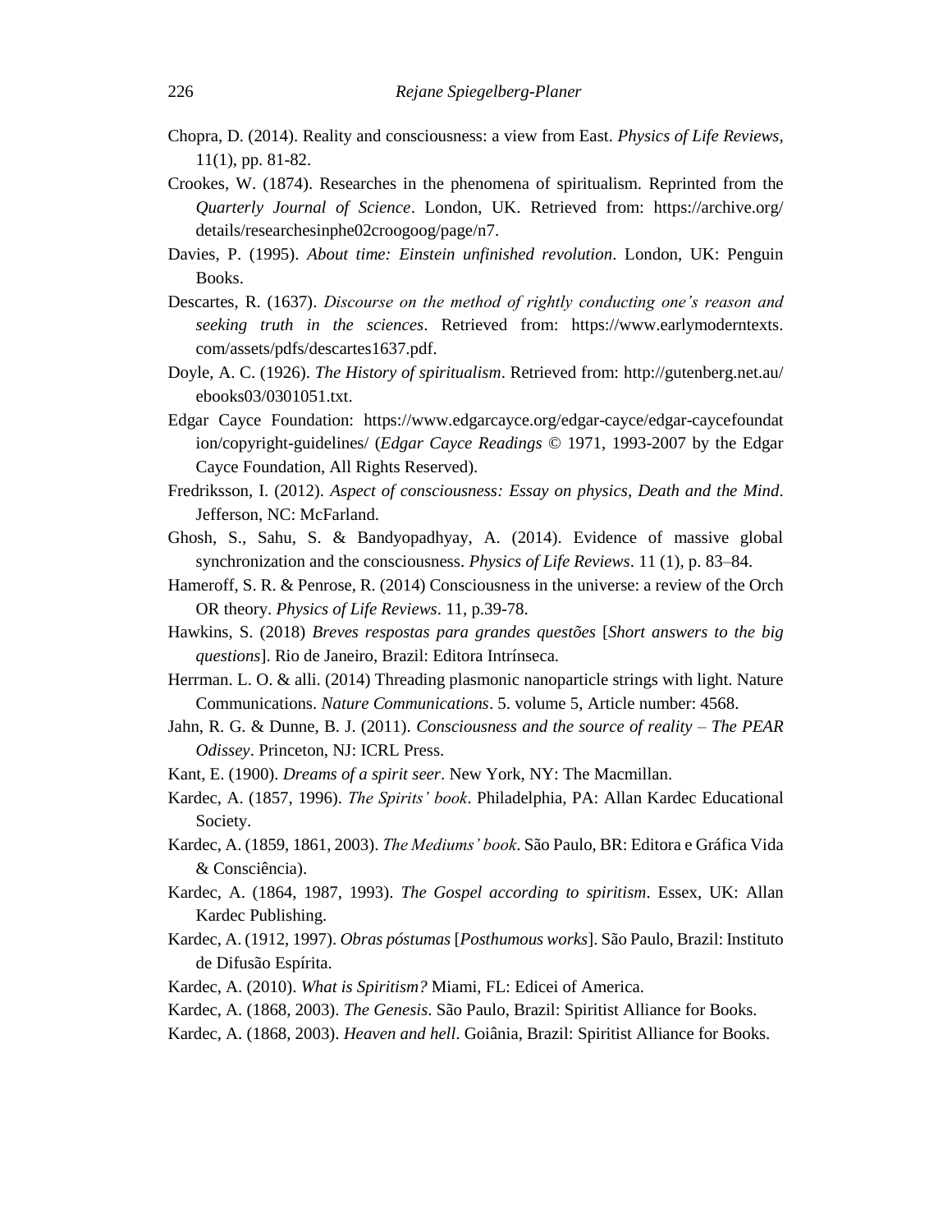Chopra, D. (2014). Reality and consciousness: a view from East. *Physics of Life Reviews*, 11(1), pp. 81-82.

Crookes, W. (1874). Researches in the phenomena of spiritualism. Reprinted from the *Quarterly Journal of Science*. London, UK. Retrieved from: https://archive.org/details/researchesinphe02croogoog/page/n7.

Davies, P. (1995). *About time: Einstein unfinished revolution*. London, UK: Penguin Books.

Descartes, R. (1637). *Discourse on the method of rightly conducting one's reason and seeking truth in the sciences*. Retrieved from: https://www.earlymoderntexts.com/assets/pdfs/descartes1637.pdf.

Doyle, A. C. (1926). *The History of spiritualism*. Retrieved from: http://gutenberg.net.au/ebooks03/0301051.txt.

Edgar Cayce Foundation: https://www.edgarcayce.org/edgar-cayce/edgar-caycefoundation/copyright-guidelines/ (*Edgar Cayce Readings* © 1971, 1993-2007 by the Edgar Cayce Foundation, All Rights Reserved).

Fredriksson, I. (2012). *Aspect of consciousness: Essay on physics, Death and the Mind*. Jefferson, NC: McFarland.

Ghosh, S., Sahu, S. & Bandyopadhyay, A. (2014). Evidence of massive global synchronization and the consciousness. *Physics of Life Reviews*. 11 (1), p. 83–84.

Hameroff, S. R. & Penrose, R. (2014) Consciousness in the universe: a review of the Orch OR theory. *Physics of Life Reviews*. 11, p.39-78.

Hawkins, S. (2018) *Breves respostas para grandes questões* [*Short answers to the big questions*]. Rio de Janeiro, Brazil: Editora Intrínseca.

Herrman. L. O. & alli. (2014) Threading plasmonic nanoparticle strings with light. Nature Communications. *Nature Communications*. 5. volume 5, Article number: 4568.

Jahn, R. G. & Dunne, B. J. (2011). *Consciousness and the source of reality – The PEAR Odissey*. Princeton, NJ: ICRL Press.

Kant, E. (1900). *Dreams of a spirit seer*. New York, NY: The Macmillan.

Kardec, A. (1857, 1996). *The Spirits' book*. Philadelphia, PA: Allan Kardec Educational Society.

Kardec, A. (1859, 1861, 2003). *The Mediums' book*. São Paulo, BR: Editora e Gráfica Vida & Consciência).

Kardec, A. (1864, 1987, 1993). *The Gospel according to spiritism*. Essex, UK: Allan Kardec Publishing.

Kardec, A. (1912, 1997). *Obras póstumas* [*Posthumous works*]. São Paulo, Brazil: Instituto de Difusão Espírita.

Kardec, A. (2010). *What is Spiritism?* Miami, FL: Edicei of America.

Kardec, A. (1868, 2003). *The Genesis*. São Paulo, Brazil: Spiritist Alliance for Books.

Kardec, A. (1868, 2003). *Heaven and hell*. Goiânia, Brazil: Spiritist Alliance for Books.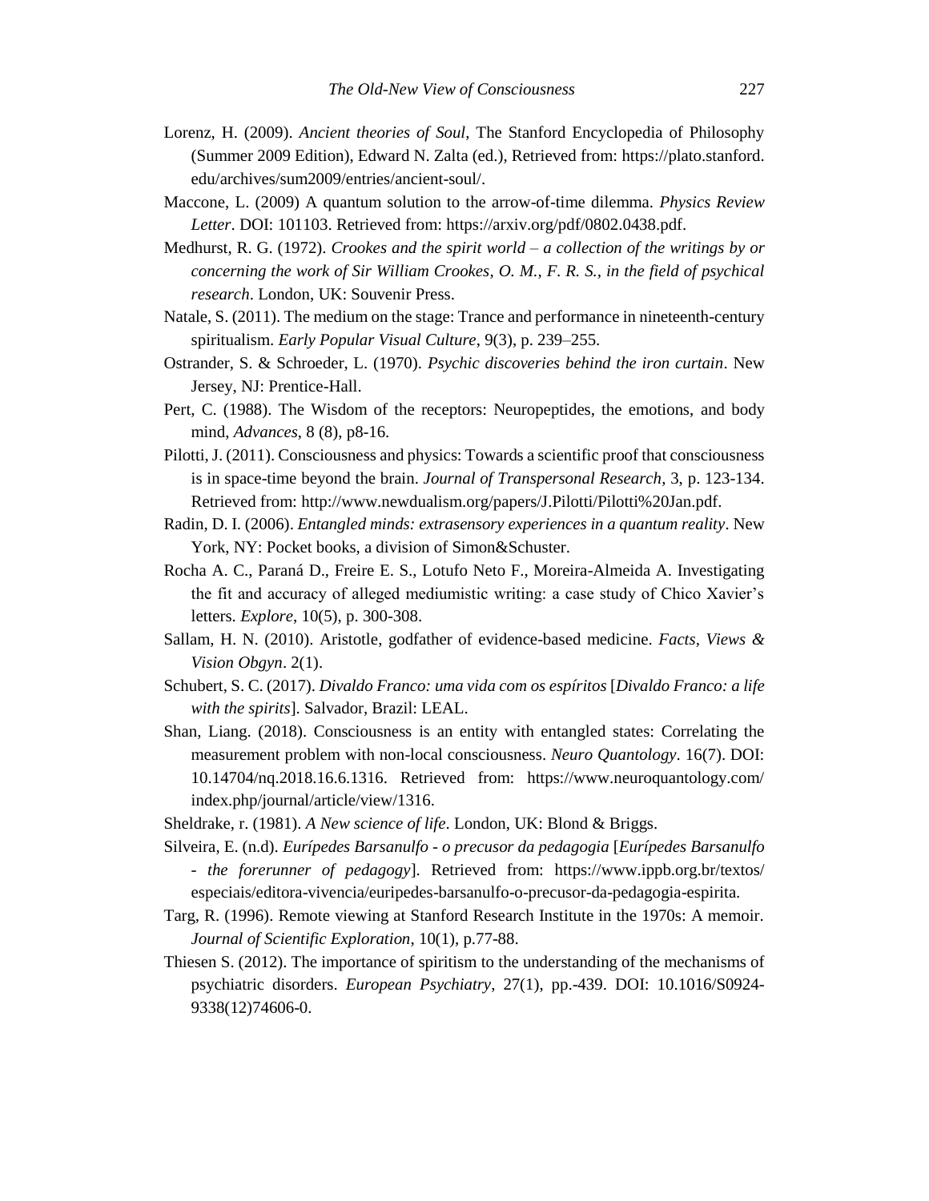Lorenz, H. (2009). *Ancient theories of Soul*, The Stanford Encyclopedia of Philosophy (Summer 2009 Edition), Edward N. Zalta (ed.), Retrieved from: https://plato.stanford.edu/archives/sum2009/entries/ancient-soul/.

Maccone, L. (2009) A quantum solution to the arrow-of-time dilemma. *Physics Review Letter*. DOI: 101103. Retrieved from: https://arxiv.org/pdf/0802.0438.pdf.

Medhurst, R. G. (1972). *Crookes and the spirit world – a collection of the writings by or concerning the work of Sir William Crookes, O. M., F. R. S., in the field of psychical research*. London, UK: Souvenir Press.

Natale, S. (2011). The medium on the stage: Trance and performance in nineteenth-century spiritualism. *Early Popular Visual Culture*, 9(3), p. 239–255.

Ostrander, S. & Schroeder, L. (1970). *Psychic discoveries behind the iron curtain*. New Jersey, NJ: Prentice-Hall.

Pert, C. (1988). The Wisdom of the receptors: Neuropeptides, the emotions, and body mind, *Advances*, 8 (8), p8-16.

Pilotti, J. (2011). Consciousness and physics: Towards a scientific proof that consciousness is in space-time beyond the brain. *Journal of Transpersonal Research*, 3, p. 123-134. Retrieved from: http://www.newdualism.org/papers/J.Pilotti/Pilotti%20Jan.pdf.

Radin, D. I. (2006). *Entangled minds: extrasensory experiences in a quantum reality*. New York, NY: Pocket books, a division of Simon&Schuster.

Rocha A. C., Paraná D., Freire E. S., Lotufo Neto F., Moreira-Almeida A. Investigating the fit and accuracy of alleged mediumistic writing: a case study of Chico Xavier's letters. *Explore*, 10(5), p. 300-308.

Sallam, H. N. (2010). Aristotle, godfather of evidence-based medicine. *Facts, Views & Vision Obgyn*. 2(1).

Schubert, S. C. (2017). *Divaldo Franco: uma vida com os espíritos* [*Divaldo Franco: a life with the spirits*]. Salvador, Brazil: LEAL.

Shan, Liang. (2018). Consciousness is an entity with entangled states: Correlating the measurement problem with non-local consciousness. *Neuro Quantology*. 16(7). DOI: 10.14704/nq.2018.16.6.1316. Retrieved from: https://www.neuroquantology.com/index.php/journal/article/view/1316.

Sheldrake, r. (1981). *A New science of life*. London, UK: Blond & Briggs.

Silveira, E. (n.d). *Eurípedes Barsanulfo - o precusor da pedagogia* [*Eurípedes Barsanulfo - the forerunner of pedagogy*]. Retrieved from: https://www.ippb.org.br/textos/especiais/editora-vivencia/euripedes-barsanulfo-o-precusor-da-pedagogia-espirita.

Targ, R. (1996). Remote viewing at Stanford Research Institute in the 1970s: A memoir. *Journal of Scientific Exploration*, 10(1), p.77-88.

Thiesen S. (2012). The importance of spiritism to the understanding of the mechanisms of psychiatric disorders. *European Psychiatry*, 27(1), pp.-439. DOI: 10.1016/S0924-9338(12)74606-0.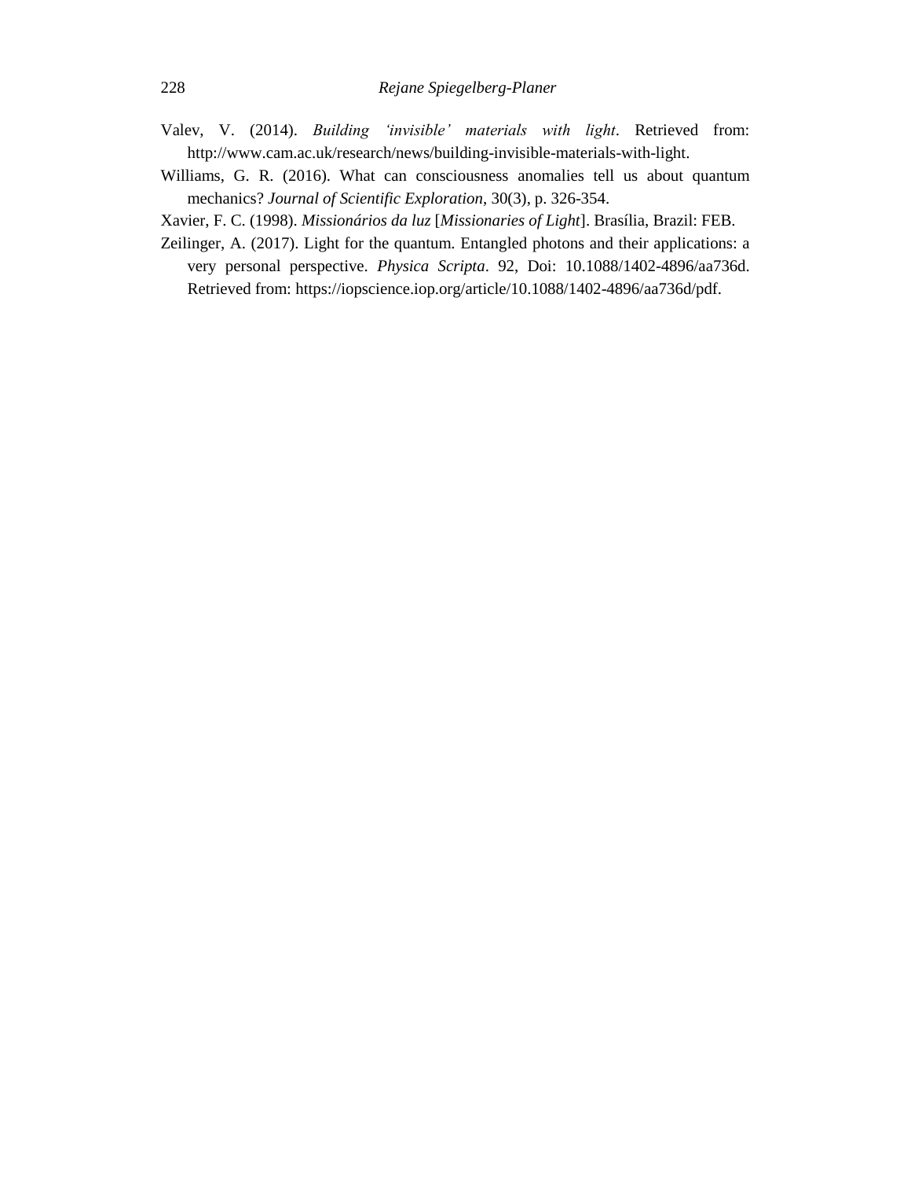Valev, V. (2014). *Building 'invisible' materials with light*. Retrieved from: http://www.cam.ac.uk/research/news/building-invisible-materials-with-light.

Williams, G. R. (2016). What can consciousness anomalies tell us about quantum mechanics? *Journal of Scientific Exploration*, 30(3), p. 326-354.

Xavier, F. C. (1998). *Missionários da luz* [*Missionaries of Light*]. Brasília, Brazil: FEB.

Zeilinger, A. (2017). Light for the quantum. Entangled photons and their applications: a very personal perspective. *Physica Scripta*. 92, Doi: 10.1088/1402-4896/aa736d. Retrieved from: https://iopscience.iop.org/article/10.1088/1402-4896/aa736d/pdf.